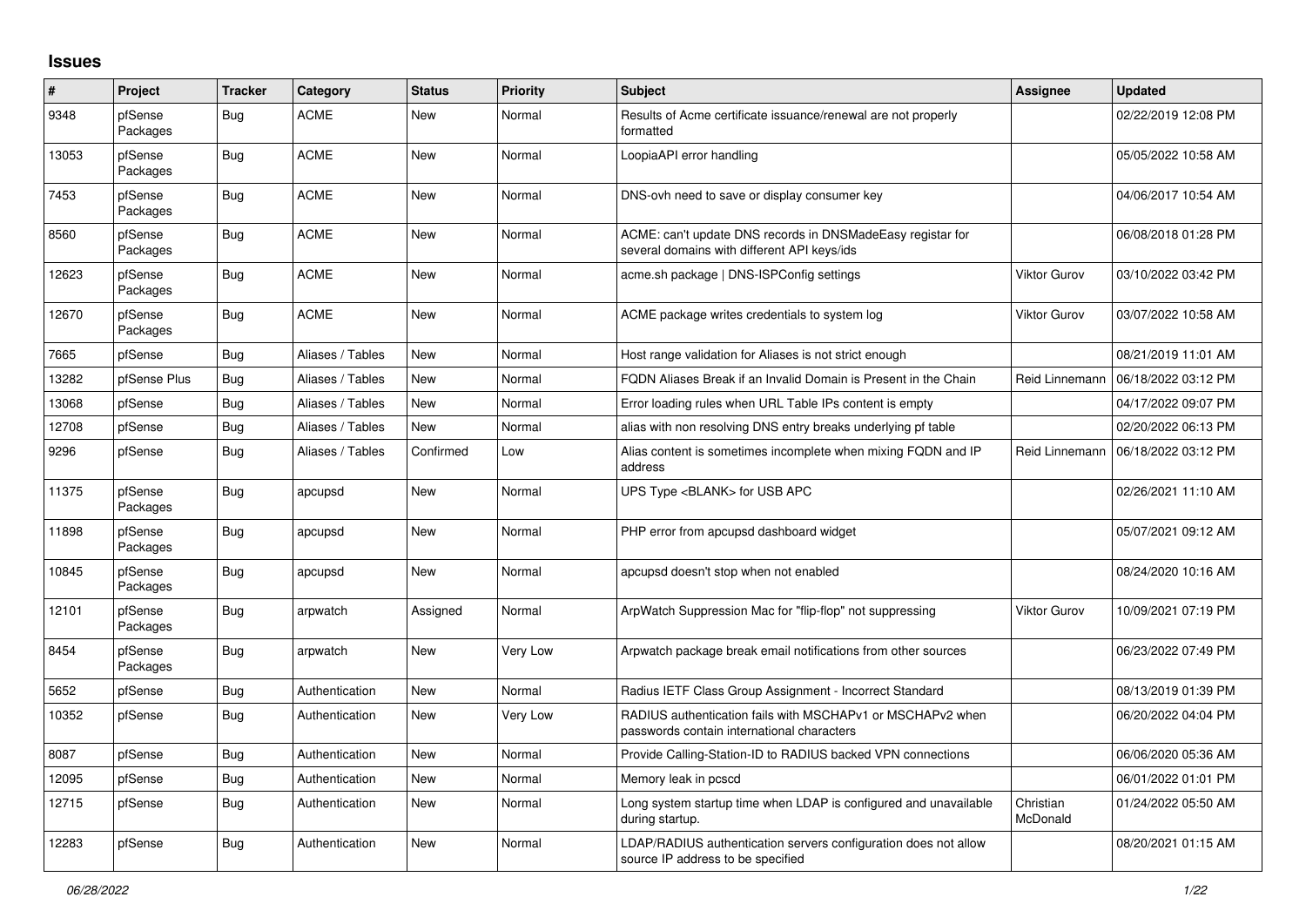## Issues

| # | Project | Tracker | Category | Status | Priority | Subject | Assignee | Updated |
|---|---|---|---|---|---|---|---|---|
| 9348 | pfSense Packages | Bug | ACME | New | Normal | Results of Acme certificate issuance/renewal are not properly formatted | | 02/22/2019 12:08 PM |
| 13053 | pfSense Packages | Bug | ACME | New | Normal | LoopiaAPI error handling | | 05/05/2022 10:58 AM |
| 7453 | pfSense Packages | Bug | ACME | New | Normal | DNS-ovh need to save or display consumer key | | 04/06/2017 10:54 AM |
| 8560 | pfSense Packages | Bug | ACME | New | Normal | ACME: can't update DNS records in DNSMadeEasy registar for several domains with different API keys/ids | | 06/08/2018 01:28 PM |
| 12623 | pfSense Packages | Bug | ACME | New | Normal | acme.sh package \| DNS-ISPConfig settings | Viktor Gurov | 03/10/2022 03:42 PM |
| 12670 | pfSense Packages | Bug | ACME | New | Normal | ACME package writes credentials to system log | Viktor Gurov | 03/07/2022 10:58 AM |
| 7665 | pfSense | Bug | Aliases / Tables | New | Normal | Host range validation for Aliases is not strict enough | | 08/21/2019 11:01 AM |
| 13282 | pfSense Plus | Bug | Aliases / Tables | New | Normal | FQDN Aliases Break if an Invalid Domain is Present in the Chain | Reid Linnemann | 06/18/2022 03:12 PM |
| 13068 | pfSense | Bug | Aliases / Tables | New | Normal | Error loading rules when URL Table IPs content is empty | | 04/17/2022 09:07 PM |
| 12708 | pfSense | Bug | Aliases / Tables | New | Normal | alias with non resolving DNS entry breaks underlying pf table | | 02/20/2022 06:13 PM |
| 9296 | pfSense | Bug | Aliases / Tables | Confirmed | Low | Alias content is sometimes incomplete when mixing FQDN and IP address | Reid Linnemann | 06/18/2022 03:12 PM |
| 11375 | pfSense Packages | Bug | apcupsd | New | Normal | UPS Type <BLANK> for USB APC | | 02/26/2021 11:10 AM |
| 11898 | pfSense Packages | Bug | apcupsd | New | Normal | PHP error from apcupsd dashboard widget | | 05/07/2021 09:12 AM |
| 10845 | pfSense Packages | Bug | apcupsd | New | Normal | apcupsd doesn't stop when not enabled | | 08/24/2020 10:16 AM |
| 12101 | pfSense Packages | Bug | arpwatch | Assigned | Normal | ArpWatch Suppression Mac for "flip-flop" not suppressing | Viktor Gurov | 10/09/2021 07:19 PM |
| 8454 | pfSense Packages | Bug | arpwatch | New | Very Low | Arpwatch package break email notifications from other sources | | 06/23/2022 07:49 PM |
| 5652 | pfSense | Bug | Authentication | New | Normal | Radius IETF Class Group Assignment - Incorrect Standard | | 08/13/2019 01:39 PM |
| 10352 | pfSense | Bug | Authentication | New | Very Low | RADIUS authentication fails with MSCHAPv1 or MSCHAPv2 when passwords contain international characters | | 06/20/2022 04:04 PM |
| 8087 | pfSense | Bug | Authentication | New | Normal | Provide Calling-Station-ID to RADIUS backed VPN connections | | 06/06/2020 05:36 AM |
| 12095 | pfSense | Bug | Authentication | New | Normal | Memory leak in pcscd | | 06/01/2022 01:01 PM |
| 12715 | pfSense | Bug | Authentication | New | Normal | Long system startup time when LDAP is configured and unavailable during startup. | Christian McDonald | 01/24/2022 05:50 AM |
| 12283 | pfSense | Bug | Authentication | New | Normal | LDAP/RADIUS authentication servers configuration does not allow source IP address to be specified | | 08/20/2021 01:15 AM |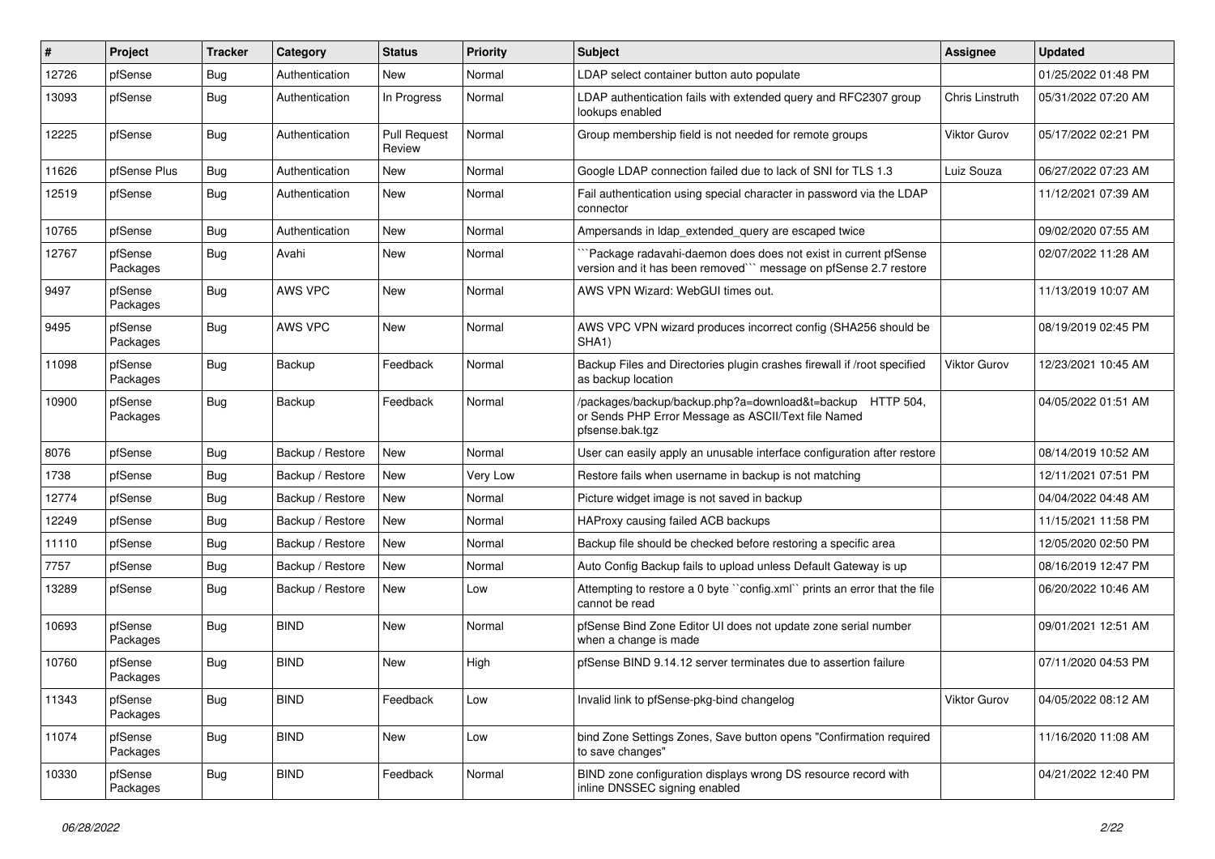| # | Project | Tracker | Category | Status | Priority | Subject | Assignee | Updated |
|---|---|---|---|---|---|---|---|---|
| 12726 | pfSense | Bug | Authentication | New | Normal | LDAP select container button auto populate | | 01/25/2022 01:48 PM |
| 13093 | pfSense | Bug | Authentication | In Progress | Normal | LDAP authentication fails with extended query and RFC2307 group lookups enabled | Chris Linstruth | 05/31/2022 07:20 AM |
| 12225 | pfSense | Bug | Authentication | Pull Request Review | Normal | Group membership field is not needed for remote groups | Viktor Gurov | 05/17/2022 02:21 PM |
| 11626 | pfSense Plus | Bug | Authentication | New | Normal | Google LDAP connection failed due to lack of SNI for TLS 1.3 | Luiz Souza | 06/27/2022 07:23 AM |
| 12519 | pfSense | Bug | Authentication | New | Normal | Fail authentication using special character in password via the LDAP connector | | 11/12/2021 07:39 AM |
| 10765 | pfSense | Bug | Authentication | New | Normal | Ampersands in ldap_extended_query are escaped twice | | 09/02/2020 07:55 AM |
| 12767 | pfSense Packages | Bug | Avahi | New | Normal | ```Package radavahi-daemon does does not exist in current pfSense version and it has been removed``` message on pfSense 2.7 restore | | 02/07/2022 11:28 AM |
| 9497 | pfSense Packages | Bug | AWS VPC | New | Normal | AWS VPN Wizard: WebGUI times out. | | 11/13/2019 10:07 AM |
| 9495 | pfSense Packages | Bug | AWS VPC | New | Normal | AWS VPC VPN wizard produces incorrect config (SHA256 should be SHA1) | | 08/19/2019 02:45 PM |
| 11098 | pfSense Packages | Bug | Backup | Feedback | Normal | Backup Files and Directories plugin crashes firewall if /root specified as backup location | Viktor Gurov | 12/23/2021 10:45 AM |
| 10900 | pfSense Packages | Bug | Backup | Feedback | Normal | /packages/backup/backup.php?a=download&t=backup HTTP 504, or Sends PHP Error Message as ASCII/Text file Named pfsense.bak.tgz | | 04/05/2022 01:51 AM |
| 8076 | pfSense | Bug | Backup / Restore | New | Normal | User can easily apply an unusable interface configuration after restore | | 08/14/2019 10:52 AM |
| 1738 | pfSense | Bug | Backup / Restore | New | Very Low | Restore fails when username in backup is not matching | | 12/11/2021 07:51 PM |
| 12774 | pfSense | Bug | Backup / Restore | New | Normal | Picture widget image is not saved in backup | | 04/04/2022 04:48 AM |
| 12249 | pfSense | Bug | Backup / Restore | New | Normal | HAProxy causing failed ACB backups | | 11/15/2021 11:58 PM |
| 11110 | pfSense | Bug | Backup / Restore | New | Normal | Backup file should be checked before restoring a specific area | | 12/05/2020 02:50 PM |
| 7757 | pfSense | Bug | Backup / Restore | New | Normal | Auto Config Backup fails to upload unless Default Gateway is up | | 08/16/2019 12:47 PM |
| 13289 | pfSense | Bug | Backup / Restore | New | Low | Attempting to restore a 0 byte ``config.xml`` prints an error that the file cannot be read | | 06/20/2022 10:46 AM |
| 10693 | pfSense Packages | Bug | BIND | New | Normal | pfSense Bind Zone Editor UI does not update zone serial number when a change is made | | 09/01/2021 12:51 AM |
| 10760 | pfSense Packages | Bug | BIND | New | High | pfSense BIND 9.14.12 server terminates due to assertion failure | | 07/11/2020 04:53 PM |
| 11343 | pfSense Packages | Bug | BIND | Feedback | Low | Invalid link to pfSense-pkg-bind changelog | Viktor Gurov | 04/05/2022 08:12 AM |
| 11074 | pfSense Packages | Bug | BIND | New | Low | bind Zone Settings Zones, Save button opens "Confirmation required to save changes" | | 11/16/2020 11:08 AM |
| 10330 | pfSense Packages | Bug | BIND | Feedback | Normal | BIND zone configuration displays wrong DS resource record with inline DNSSEC signing enabled | | 04/21/2022 12:40 PM |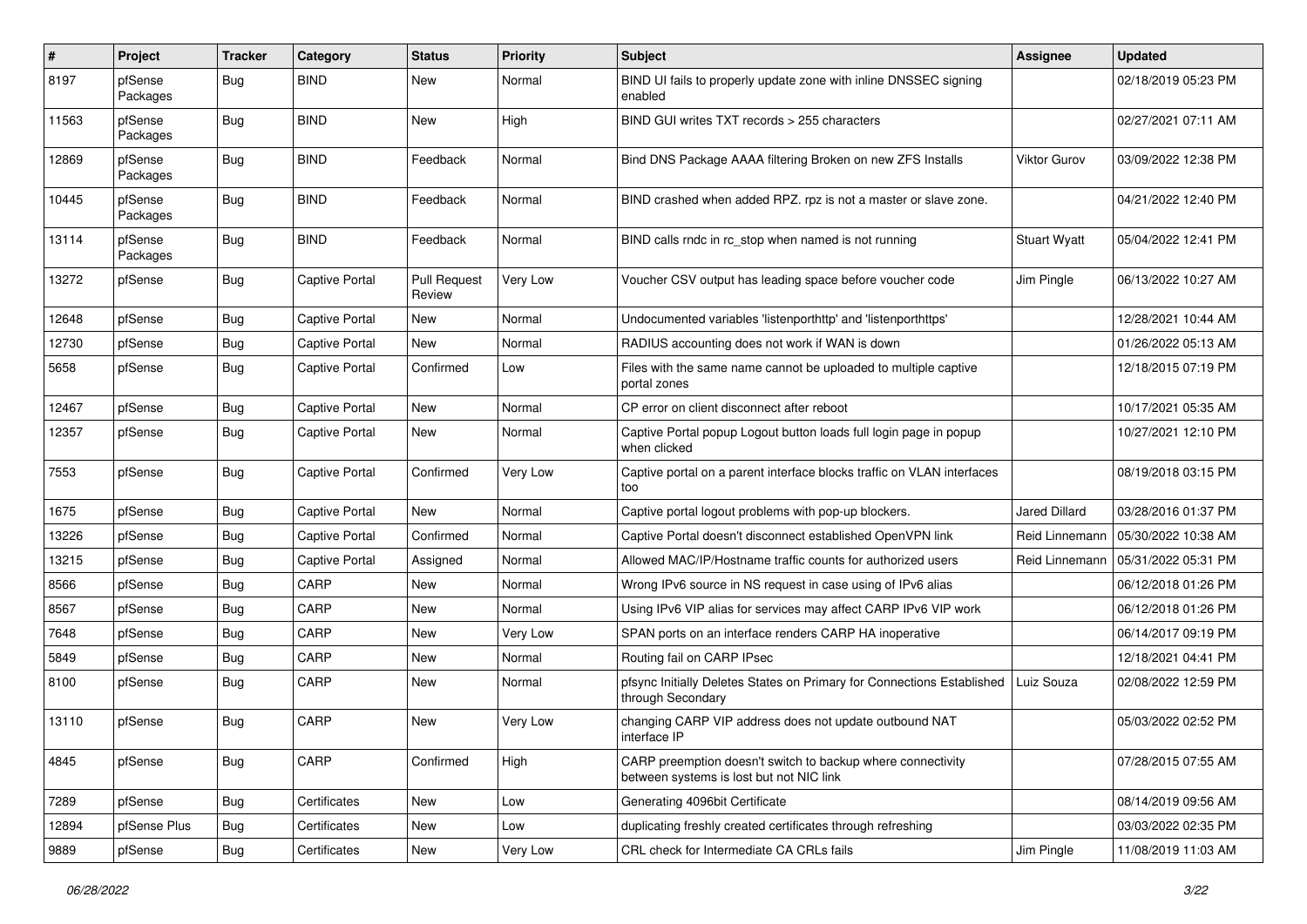| # | Project | Tracker | Category | Status | Priority | Subject | Assignee | Updated |
|---|---|---|---|---|---|---|---|---|
| 8197 | pfSense Packages | Bug | BIND | New | Normal | BIND UI fails to properly update zone with inline DNSSEC signing enabled | | 02/18/2019 05:23 PM |
| 11563 | pfSense Packages | Bug | BIND | New | High | BIND GUI writes TXT records > 255 characters | | 02/27/2021 07:11 AM |
| 12869 | pfSense Packages | Bug | BIND | Feedback | Normal | Bind DNS Package AAAA filtering Broken on new ZFS Installs | Viktor Gurov | 03/09/2022 12:38 PM |
| 10445 | pfSense Packages | Bug | BIND | Feedback | Normal | BIND crashed when added RPZ. rpz is not a master or slave zone. | | 04/21/2022 12:40 PM |
| 13114 | pfSense Packages | Bug | BIND | Feedback | Normal | BIND calls rndc in rc_stop when named is not running | Stuart Wyatt | 05/04/2022 12:41 PM |
| 13272 | pfSense | Bug | Captive Portal | Pull Request Review | Very Low | Voucher CSV output has leading space before voucher code | Jim Pingle | 06/13/2022 10:27 AM |
| 12648 | pfSense | Bug | Captive Portal | New | Normal | Undocumented variables 'listenporthttp' and 'listenporthttps' | | 12/28/2021 10:44 AM |
| 12730 | pfSense | Bug | Captive Portal | New | Normal | RADIUS accounting does not work if WAN is down | | 01/26/2022 05:13 AM |
| 5658 | pfSense | Bug | Captive Portal | Confirmed | Low | Files with the same name cannot be uploaded to multiple captive portal zones | | 12/18/2015 07:19 PM |
| 12467 | pfSense | Bug | Captive Portal | New | Normal | CP error on client disconnect after reboot | | 10/17/2021 05:35 AM |
| 12357 | pfSense | Bug | Captive Portal | New | Normal | Captive Portal popup Logout button loads full login page in popup when clicked | | 10/27/2021 12:10 PM |
| 7553 | pfSense | Bug | Captive Portal | Confirmed | Very Low | Captive portal on a parent interface blocks traffic on VLAN interfaces too | | 08/19/2018 03:15 PM |
| 1675 | pfSense | Bug | Captive Portal | New | Normal | Captive portal logout problems with pop-up blockers. | Jared Dillard | 03/28/2016 01:37 PM |
| 13226 | pfSense | Bug | Captive Portal | Confirmed | Normal | Captive Portal doesn't disconnect established OpenVPN link | Reid Linnemann | 05/30/2022 10:38 AM |
| 13215 | pfSense | Bug | Captive Portal | Assigned | Normal | Allowed MAC/IP/Hostname traffic counts for authorized users | Reid Linnemann | 05/31/2022 05:31 PM |
| 8566 | pfSense | Bug | CARP | New | Normal | Wrong IPv6 source in NS request in case using of IPv6 alias | | 06/12/2018 01:26 PM |
| 8567 | pfSense | Bug | CARP | New | Normal | Using IPv6 VIP alias for services may affect CARP IPv6 VIP work | | 06/12/2018 01:26 PM |
| 7648 | pfSense | Bug | CARP | New | Very Low | SPAN ports on an interface renders CARP HA inoperative | | 06/14/2017 09:19 PM |
| 5849 | pfSense | Bug | CARP | New | Normal | Routing fail on CARP IPsec | | 12/18/2021 04:41 PM |
| 8100 | pfSense | Bug | CARP | New | Normal | pfsync Initially Deletes States on Primary for Connections Established through Secondary | Luiz Souza | 02/08/2022 12:59 PM |
| 13110 | pfSense | Bug | CARP | New | Very Low | changing CARP VIP address does not update outbound NAT interface IP | | 05/03/2022 02:52 PM |
| 4845 | pfSense | Bug | CARP | Confirmed | High | CARP preemption doesn't switch to backup where connectivity between systems is lost but not NIC link | | 07/28/2015 07:55 AM |
| 7289 | pfSense | Bug | Certificates | New | Low | Generating 4096bit Certificate | | 08/14/2019 09:56 AM |
| 12894 | pfSense Plus | Bug | Certificates | New | Low | duplicating freshly created certificates through refreshing | | 03/03/2022 02:35 PM |
| 9889 | pfSense | Bug | Certificates | New | Very Low | CRL check for Intermediate CA CRLs fails | Jim Pingle | 11/08/2019 11:03 AM |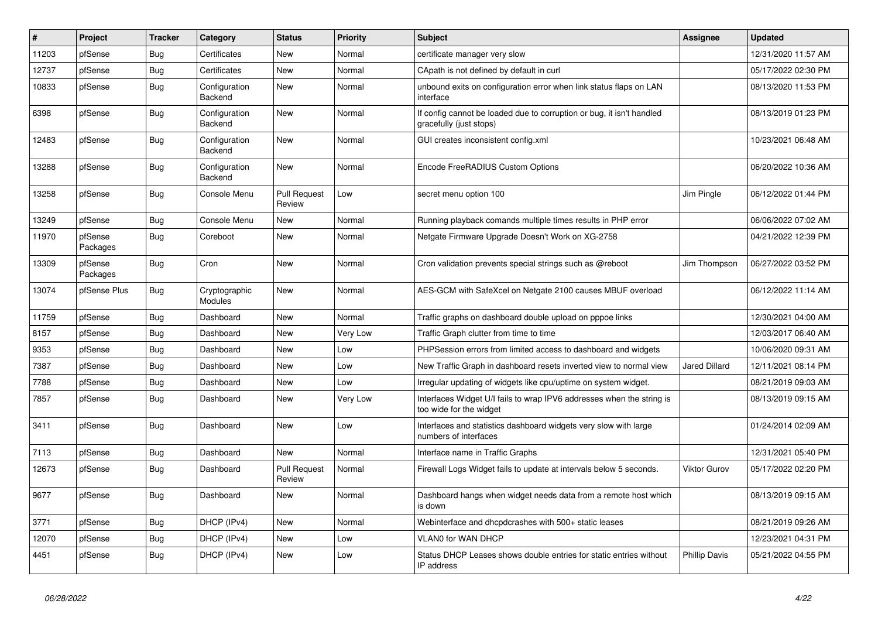| # | Project | Tracker | Category | Status | Priority | Subject | Assignee | Updated |
|---|---|---|---|---|---|---|---|---|
| 11203 | pfSense | Bug | Certificates | New | Normal | certificate manager very slow | | 12/31/2020 11:57 AM |
| 12737 | pfSense | Bug | Certificates | New | Normal | CApath is not defined by default in curl | | 05/17/2022 02:30 PM |
| 10833 | pfSense | Bug | Configuration Backend | New | Normal | unbound exits on configuration error when link status flaps on LAN interface | | 08/13/2020 11:53 PM |
| 6398 | pfSense | Bug | Configuration Backend | New | Normal | If config cannot be loaded due to corruption or bug, it isn't handled gracefully (just stops) | | 08/13/2019 01:23 PM |
| 12483 | pfSense | Bug | Configuration Backend | New | Normal | GUI creates inconsistent config.xml | | 10/23/2021 06:48 AM |
| 13288 | pfSense | Bug | Configuration Backend | New | Normal | Encode FreeRADIUS Custom Options | | 06/20/2022 10:36 AM |
| 13258 | pfSense | Bug | Console Menu | Pull Request Review | Low | secret menu option 100 | Jim Pingle | 06/12/2022 01:44 PM |
| 13249 | pfSense | Bug | Console Menu | New | Normal | Running playback comands multiple times results in PHP error | | 06/06/2022 07:02 AM |
| 11970 | pfSense Packages | Bug | Coreboot | New | Normal | Netgate Firmware Upgrade Doesn't Work on XG-2758 | | 04/21/2022 12:39 PM |
| 13309 | pfSense Packages | Bug | Cron | New | Normal | Cron validation prevents special strings such as @reboot | Jim Thompson | 06/27/2022 03:52 PM |
| 13074 | pfSense Plus | Bug | Cryptographic Modules | New | Normal | AES-GCM with SafeXcel on Netgate 2100 causes MBUF overload | | 06/12/2022 11:14 AM |
| 11759 | pfSense | Bug | Dashboard | New | Normal | Traffic graphs on dashboard double upload on pppoe links | | 12/30/2021 04:00 AM |
| 8157 | pfSense | Bug | Dashboard | New | Very Low | Traffic Graph clutter from time to time | | 12/03/2017 06:40 AM |
| 9353 | pfSense | Bug | Dashboard | New | Low | PHPSession errors from limited access to dashboard and widgets | | 10/06/2020 09:31 AM |
| 7387 | pfSense | Bug | Dashboard | New | Low | New Traffic Graph in dashboard resets inverted view to normal view | Jared Dillard | 12/11/2021 08:14 PM |
| 7788 | pfSense | Bug | Dashboard | New | Low | Irregular updating of widgets like cpu/uptime on system widget. | | 08/21/2019 09:03 AM |
| 7857 | pfSense | Bug | Dashboard | New | Very Low | Interfaces Widget U/I fails to wrap IPV6 addresses when the string is too wide for the widget | | 08/13/2019 09:15 AM |
| 3411 | pfSense | Bug | Dashboard | New | Low | Interfaces and statistics dashboard widgets very slow with large numbers of interfaces | | 01/24/2014 02:09 AM |
| 7113 | pfSense | Bug | Dashboard | New | Normal | Interface name in Traffic Graphs | | 12/31/2021 05:40 PM |
| 12673 | pfSense | Bug | Dashboard | Pull Request Review | Normal | Firewall Logs Widget fails to update at intervals below 5 seconds. | Viktor Gurov | 05/17/2022 02:20 PM |
| 9677 | pfSense | Bug | Dashboard | New | Normal | Dashboard hangs when widget needs data from a remote host which is down | | 08/13/2019 09:15 AM |
| 3771 | pfSense | Bug | DHCP (IPv4) | New | Normal | Webinterface and dhcpdcrashes with 500+ static leases | | 08/21/2019 09:26 AM |
| 12070 | pfSense | Bug | DHCP (IPv4) | New | Low | VLAN0 for WAN DHCP | | 12/23/2021 04:31 PM |
| 4451 | pfSense | Bug | DHCP (IPv4) | New | Low | Status DHCP Leases shows double entries for static entries without IP address | Phillip Davis | 05/21/2022 04:55 PM |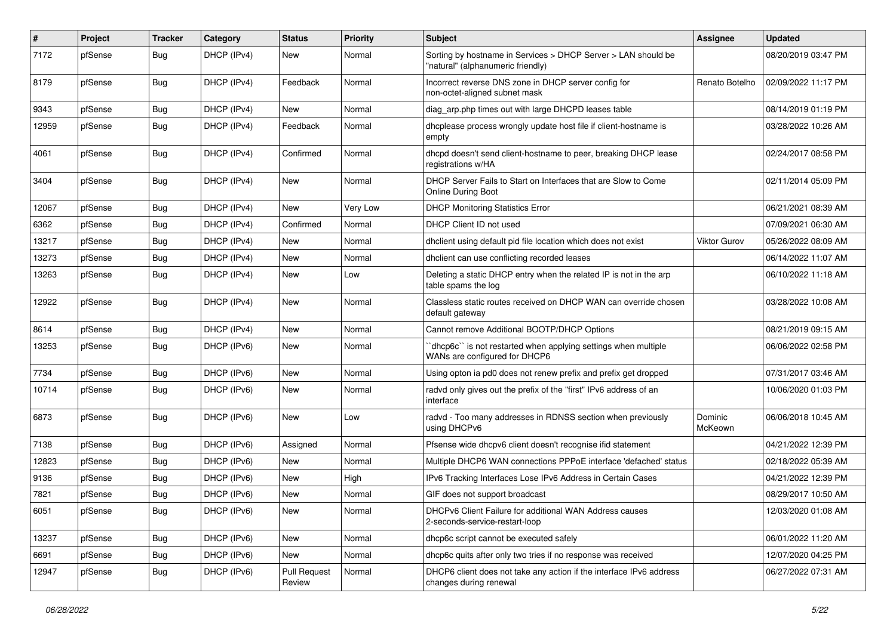| # | Project | Tracker | Category | Status | Priority | Subject | Assignee | Updated |
|---|---|---|---|---|---|---|---|---|
| 7172 | pfSense | Bug | DHCP (IPv4) | New | Normal | Sorting by hostname in Services > DHCP Server > LAN should be "natural" (alphanumeric friendly) | | 08/20/2019 03:47 PM |
| 8179 | pfSense | Bug | DHCP (IPv4) | Feedback | Normal | Incorrect reverse DNS zone in DHCP server config for non-octet-aligned subnet mask | Renato Botelho | 02/09/2022 11:17 PM |
| 9343 | pfSense | Bug | DHCP (IPv4) | New | Normal | diag_arp.php times out with large DHCPD leases table | | 08/14/2019 01:19 PM |
| 12959 | pfSense | Bug | DHCP (IPv4) | Feedback | Normal | dhcplease process wrongly update host file if client-hostname is empty | | 03/28/2022 10:26 AM |
| 4061 | pfSense | Bug | DHCP (IPv4) | Confirmed | Normal | dhcpd doesn't send client-hostname to peer, breaking DHCP lease registrations w/HA | | 02/24/2017 08:58 PM |
| 3404 | pfSense | Bug | DHCP (IPv4) | New | Normal | DHCP Server Fails to Start on Interfaces that are Slow to Come Online During Boot | | 02/11/2014 05:09 PM |
| 12067 | pfSense | Bug | DHCP (IPv4) | New | Very Low | DHCP Monitoring Statistics Error | | 06/21/2021 08:39 AM |
| 6362 | pfSense | Bug | DHCP (IPv4) | Confirmed | Normal | DHCP Client ID not used | | 07/09/2021 06:30 AM |
| 13217 | pfSense | Bug | DHCP (IPv4) | New | Normal | dhclient using default pid file location which does not exist | Viktor Gurov | 05/26/2022 08:09 AM |
| 13273 | pfSense | Bug | DHCP (IPv4) | New | Normal | dhclient can use conflicting recorded leases | | 06/14/2022 11:07 AM |
| 13263 | pfSense | Bug | DHCP (IPv4) | New | Low | Deleting a static DHCP entry when the related IP is not in the arp table spams the log | | 06/10/2022 11:18 AM |
| 12922 | pfSense | Bug | DHCP (IPv4) | New | Normal | Classless static routes received on DHCP WAN can override chosen default gateway | | 03/28/2022 10:08 AM |
| 8614 | pfSense | Bug | DHCP (IPv4) | New | Normal | Cannot remove Additional BOOTP/DHCP Options | | 08/21/2019 09:15 AM |
| 13253 | pfSense | Bug | DHCP (IPv6) | New | Normal | ``dhcp6c`` is not restarted when applying settings when multiple WANs are configured for DHCP6 | | 06/06/2022 02:58 PM |
| 7734 | pfSense | Bug | DHCP (IPv6) | New | Normal | Using opton ia pd0 does not renew prefix and prefix get dropped | | 07/31/2017 03:46 AM |
| 10714 | pfSense | Bug | DHCP (IPv6) | New | Normal | radvd only gives out the prefix of the "first" IPv6 address of an interface | | 10/06/2020 01:03 PM |
| 6873 | pfSense | Bug | DHCP (IPv6) | New | Low | radvd - Too many addresses in RDNSS section when previously using DHCPv6 | Dominic McKeown | 06/06/2018 10:45 AM |
| 7138 | pfSense | Bug | DHCP (IPv6) | Assigned | Normal | Pfsense wide dhcpv6 client doesn't recognise ifid statement | | 04/21/2022 12:39 PM |
| 12823 | pfSense | Bug | DHCP (IPv6) | New | Normal | Multiple DHCP6 WAN connections PPPoE interface 'defached' status | | 02/18/2022 05:39 AM |
| 9136 | pfSense | Bug | DHCP (IPv6) | New | High | IPv6 Tracking Interfaces Lose IPv6 Address in Certain Cases | | 04/21/2022 12:39 PM |
| 7821 | pfSense | Bug | DHCP (IPv6) | New | Normal | GIF does not support broadcast | | 08/29/2017 10:50 AM |
| 6051 | pfSense | Bug | DHCP (IPv6) | New | Normal | DHCPv6 Client Failure for additional WAN Address causes 2-seconds-service-restart-loop | | 12/03/2020 01:08 AM |
| 13237 | pfSense | Bug | DHCP (IPv6) | New | Normal | dhcp6c script cannot be executed safely | | 06/01/2022 11:20 AM |
| 6691 | pfSense | Bug | DHCP (IPv6) | New | Normal | dhcp6c quits after only two tries if no response was received | | 12/07/2020 04:25 PM |
| 12947 | pfSense | Bug | DHCP (IPv6) | Pull Request Review | Normal | DHCP6 client does not take any action if the interface IPv6 address changes during renewal | | 06/27/2022 07:31 AM |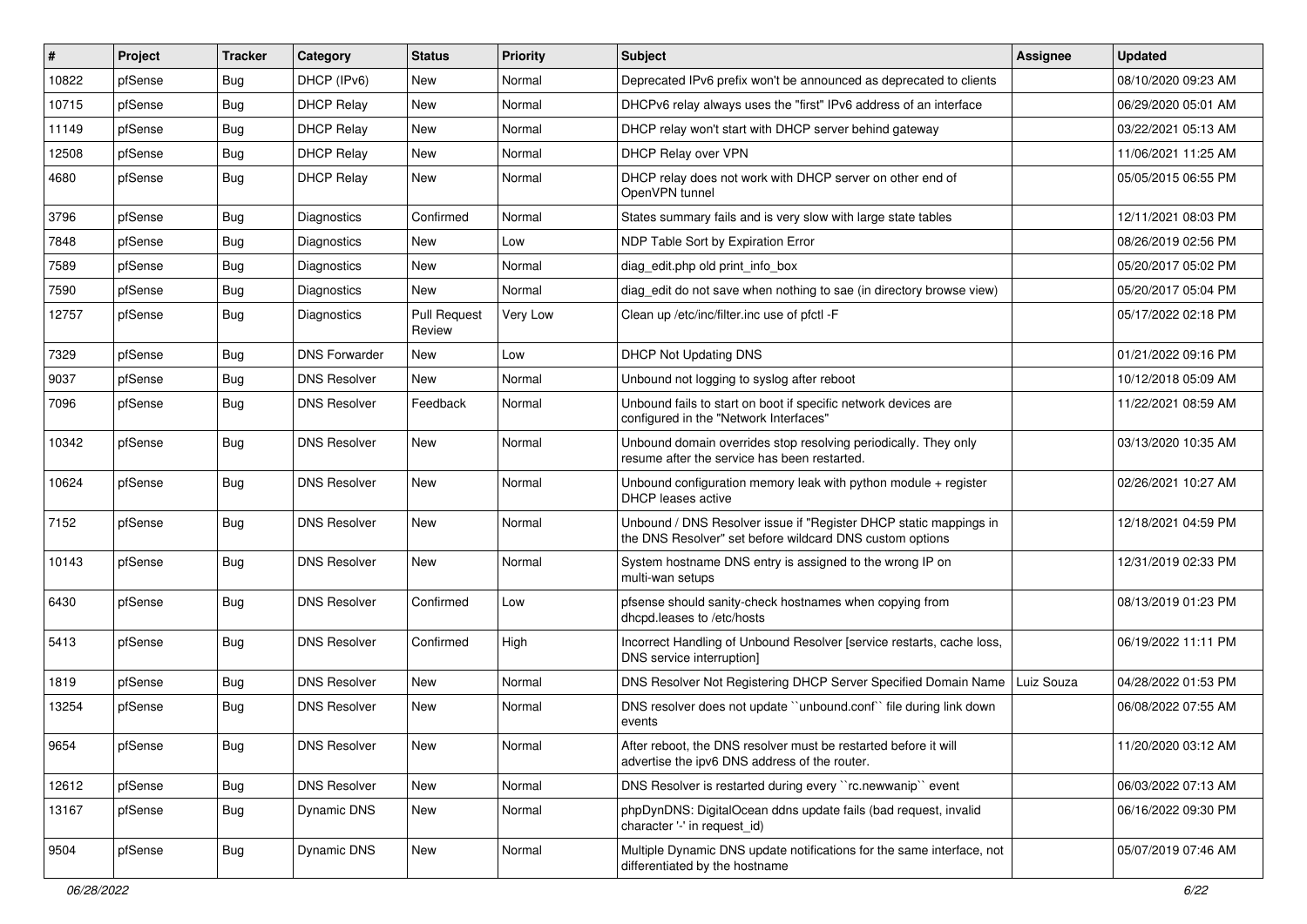| # | Project | Tracker | Category | Status | Priority | Subject | Assignee | Updated |
|---|---|---|---|---|---|---|---|---|
| 10822 | pfSense | Bug | DHCP (IPv6) | New | Normal | Deprecated IPv6 prefix won't be announced as deprecated to clients | | 08/10/2020 09:23 AM |
| 10715 | pfSense | Bug | DHCP Relay | New | Normal | DHCPv6 relay always uses the "first" IPv6 address of an interface | | 06/29/2020 05:01 AM |
| 11149 | pfSense | Bug | DHCP Relay | New | Normal | DHCP relay won't start with DHCP server behind gateway | | 03/22/2021 05:13 AM |
| 12508 | pfSense | Bug | DHCP Relay | New | Normal | DHCP Relay over VPN | | 11/06/2021 11:25 AM |
| 4680 | pfSense | Bug | DHCP Relay | New | Normal | DHCP relay does not work with DHCP server on other end of OpenVPN tunnel | | 05/05/2015 06:55 PM |
| 3796 | pfSense | Bug | Diagnostics | Confirmed | Normal | States summary fails and is very slow with large state tables | | 12/11/2021 08:03 PM |
| 7848 | pfSense | Bug | Diagnostics | New | Low | NDP Table Sort by Expiration Error | | 08/26/2019 02:56 PM |
| 7589 | pfSense | Bug | Diagnostics | New | Normal | diag_edit.php old print_info_box | | 05/20/2017 05:02 PM |
| 7590 | pfSense | Bug | Diagnostics | New | Normal | diag_edit do not save when nothing to sae (in directory browse view) | | 05/20/2017 05:04 PM |
| 12757 | pfSense | Bug | Diagnostics | Pull Request Review | Very Low | Clean up /etc/inc/filter.inc use of pfctl -F | | 05/17/2022 02:18 PM |
| 7329 | pfSense | Bug | DNS Forwarder | New | Low | DHCP Not Updating DNS | | 01/21/2022 09:16 PM |
| 9037 | pfSense | Bug | DNS Resolver | New | Normal | Unbound not logging to syslog after reboot | | 10/12/2018 05:09 AM |
| 7096 | pfSense | Bug | DNS Resolver | Feedback | Normal | Unbound fails to start on boot if specific network devices are configured in the "Network Interfaces" | | 11/22/2021 08:59 AM |
| 10342 | pfSense | Bug | DNS Resolver | New | Normal | Unbound domain overrides stop resolving periodically. They only resume after the service has been restarted. | | 03/13/2020 10:35 AM |
| 10624 | pfSense | Bug | DNS Resolver | New | Normal | Unbound configuration memory leak with python module + register DHCP leases active | | 02/26/2021 10:27 AM |
| 7152 | pfSense | Bug | DNS Resolver | New | Normal | Unbound / DNS Resolver issue if "Register DHCP static mappings in the DNS Resolver" set before wildcard DNS custom options | | 12/18/2021 04:59 PM |
| 10143 | pfSense | Bug | DNS Resolver | New | Normal | System hostname DNS entry is assigned to the wrong IP on multi-wan setups | | 12/31/2019 02:33 PM |
| 6430 | pfSense | Bug | DNS Resolver | Confirmed | Low | pfsense should sanity-check hostnames when copying from dhcpd.leases to /etc/hosts | | 08/13/2019 01:23 PM |
| 5413 | pfSense | Bug | DNS Resolver | Confirmed | High | Incorrect Handling of Unbound Resolver [service restarts, cache loss, DNS service interruption] | | 06/19/2022 11:11 PM |
| 1819 | pfSense | Bug | DNS Resolver | New | Normal | DNS Resolver Not Registering DHCP Server Specified Domain Name | Luiz Souza | 04/28/2022 01:53 PM |
| 13254 | pfSense | Bug | DNS Resolver | New | Normal | DNS resolver does not update ``unbound.conf`` file during link down events | | 06/08/2022 07:55 AM |
| 9654 | pfSense | Bug | DNS Resolver | New | Normal | After reboot, the DNS resolver must be restarted before it will advertise the ipv6 DNS address of the router. | | 11/20/2020 03:12 AM |
| 12612 | pfSense | Bug | DNS Resolver | New | Normal | DNS Resolver is restarted during every ``rc.newwanip`` event | | 06/03/2022 07:13 AM |
| 13167 | pfSense | Bug | Dynamic DNS | New | Normal | phpDynDNS: DigitalOcean ddns update fails (bad request, invalid character '-' in request_id) | | 06/16/2022 09:30 PM |
| 9504 | pfSense | Bug | Dynamic DNS | New | Normal | Multiple Dynamic DNS update notifications for the same interface, not differentiated by the hostname | | 05/07/2019 07:46 AM |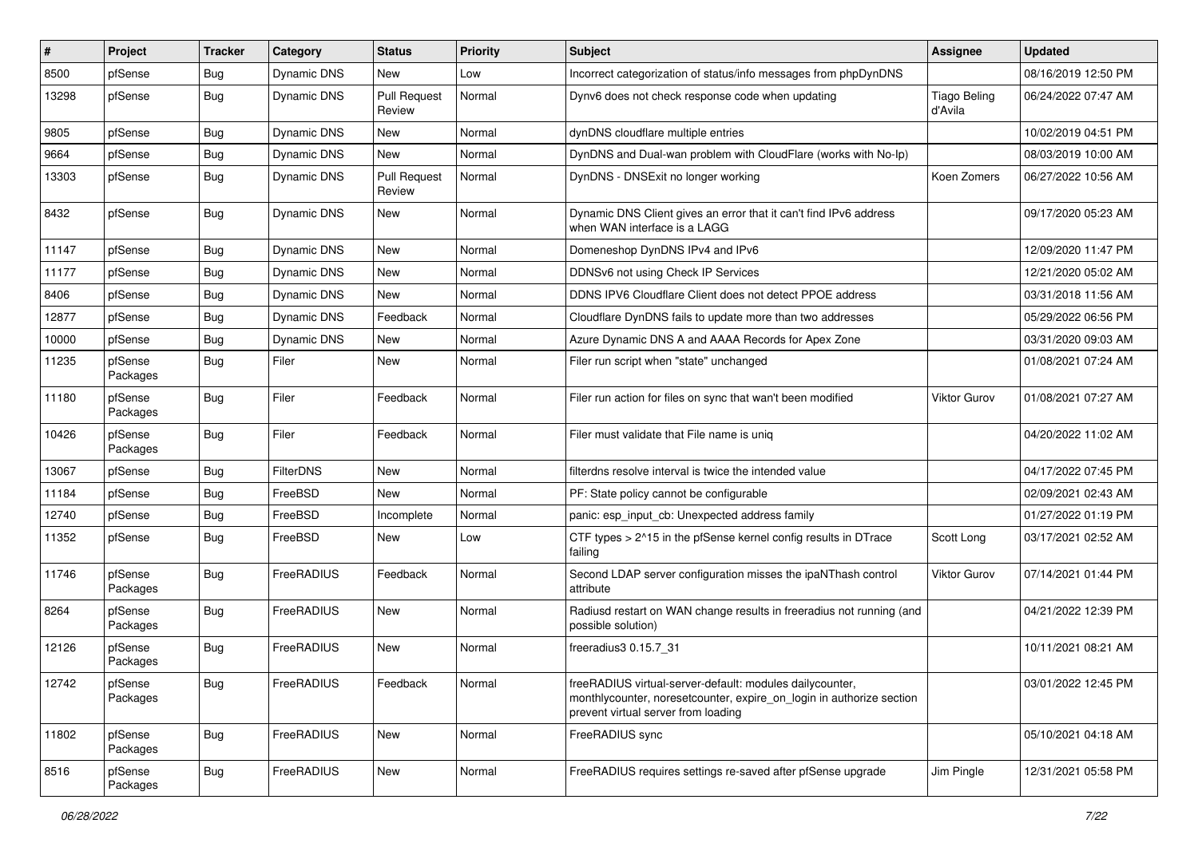| # | Project | Tracker | Category | Status | Priority | Subject | Assignee | Updated |
|---|---|---|---|---|---|---|---|---|
| 8500 | pfSense | Bug | Dynamic DNS | New | Low | Incorrect categorization of status/info messages from phpDynDNS | | 08/16/2019 12:50 PM |
| 13298 | pfSense | Bug | Dynamic DNS | Pull Request Review | Normal | Dynv6 does not check response code when updating | Tiago Beling d'Avila | 06/24/2022 07:47 AM |
| 9805 | pfSense | Bug | Dynamic DNS | New | Normal | dynDNS cloudflare multiple entries | | 10/02/2019 04:51 PM |
| 9664 | pfSense | Bug | Dynamic DNS | New | Normal | DynDNS and Dual-wan problem with CloudFlare (works with No-Ip) | | 08/03/2019 10:00 AM |
| 13303 | pfSense | Bug | Dynamic DNS | Pull Request Review | Normal | DynDNS - DNSExit no longer working | Koen Zomers | 06/27/2022 10:56 AM |
| 8432 | pfSense | Bug | Dynamic DNS | New | Normal | Dynamic DNS Client gives an error that it can't find IPv6 address when WAN interface is a LAGG | | 09/17/2020 05:23 AM |
| 11147 | pfSense | Bug | Dynamic DNS | New | Normal | Domeneshop DynDNS IPv4 and IPv6 | | 12/09/2020 11:47 PM |
| 11177 | pfSense | Bug | Dynamic DNS | New | Normal | DDNSv6 not using Check IP Services | | 12/21/2020 05:02 AM |
| 8406 | pfSense | Bug | Dynamic DNS | New | Normal | DDNS IPV6 Cloudflare Client does not detect PPOE address | | 03/31/2018 11:56 AM |
| 12877 | pfSense | Bug | Dynamic DNS | Feedback | Normal | Cloudflare DynDNS fails to update more than two addresses | | 05/29/2022 06:56 PM |
| 10000 | pfSense | Bug | Dynamic DNS | New | Normal | Azure Dynamic DNS A and AAAA Records for Apex Zone | | 03/31/2020 09:03 AM |
| 11235 | pfSense Packages | Bug | Filer | New | Normal | Filer run script when "state" unchanged | | 01/08/2021 07:24 AM |
| 11180 | pfSense Packages | Bug | Filer | Feedback | Normal | Filer run action for files on sync that wan't been modified | Viktor Gurov | 01/08/2021 07:27 AM |
| 10426 | pfSense Packages | Bug | Filer | Feedback | Normal | Filer must validate that File name is uniq | | 04/20/2022 11:02 AM |
| 13067 | pfSense | Bug | FilterDNS | New | Normal | filterdns resolve interval is twice the intended value | | 04/17/2022 07:45 PM |
| 11184 | pfSense | Bug | FreeBSD | New | Normal | PF: State policy cannot be configurable | | 02/09/2021 02:43 AM |
| 12740 | pfSense | Bug | FreeBSD | Incomplete | Normal | panic: esp_input_cb: Unexpected address family | | 01/27/2022 01:19 PM |
| 11352 | pfSense | Bug | FreeBSD | New | Low | CTF types > 2^15 in the pfSense kernel config results in DTrace failing | Scott Long | 03/17/2021 02:52 AM |
| 11746 | pfSense Packages | Bug | FreeRADIUS | Feedback | Normal | Second LDAP server configuration misses the ipaNThash control attribute | Viktor Gurov | 07/14/2021 01:44 PM |
| 8264 | pfSense Packages | Bug | FreeRADIUS | New | Normal | Radiusd restart on WAN change results in freeradius not running (and possible solution) | | 04/21/2022 12:39 PM |
| 12126 | pfSense Packages | Bug | FreeRADIUS | New | Normal | freeradius3 0.15.7_31 | | 10/11/2021 08:21 AM |
| 12742 | pfSense Packages | Bug | FreeRADIUS | Feedback | Normal | freeRADIUS virtual-server-default: modules dailycounter, monthlycounter, noresetcounter, expire_on_login in authorize section prevent virtual server from loading | | 03/01/2022 12:45 PM |
| 11802 | pfSense Packages | Bug | FreeRADIUS | New | Normal | FreeRADIUS sync | | 05/10/2021 04:18 AM |
| 8516 | pfSense Packages | Bug | FreeRADIUS | New | Normal | FreeRADIUS requires settings re-saved after pfSense upgrade | Jim Pingle | 12/31/2021 05:58 PM |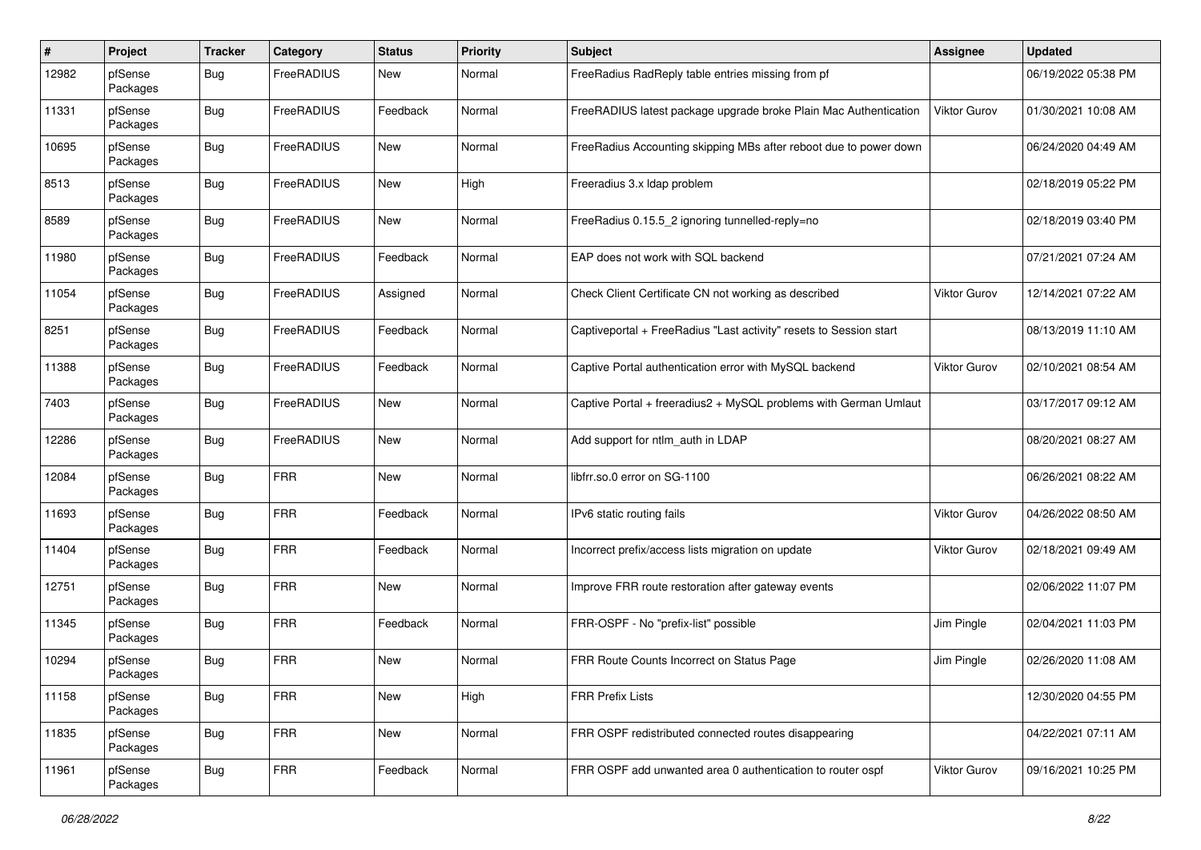| # | Project | Tracker | Category | Status | Priority | Subject | Assignee | Updated |
|---|---|---|---|---|---|---|---|---|
| 12982 | pfSense Packages | Bug | FreeRADIUS | New | Normal | FreeRadius RadReply table entries missing from pf | | 06/19/2022 05:38 PM |
| 11331 | pfSense Packages | Bug | FreeRADIUS | Feedback | Normal | FreeRADIUS latest package upgrade broke Plain Mac Authentication | Viktor Gurov | 01/30/2021 10:08 AM |
| 10695 | pfSense Packages | Bug | FreeRADIUS | New | Normal | FreeRadius Accounting skipping MBs after reboot due to power down | | 06/24/2020 04:49 AM |
| 8513 | pfSense Packages | Bug | FreeRADIUS | New | High | Freeradius 3.x ldap problem | | 02/18/2019 05:22 PM |
| 8589 | pfSense Packages | Bug | FreeRADIUS | New | Normal | FreeRadius 0.15.5_2 ignoring tunnelled-reply=no | | 02/18/2019 03:40 PM |
| 11980 | pfSense Packages | Bug | FreeRADIUS | Feedback | Normal | EAP does not work with SQL backend | | 07/21/2021 07:24 AM |
| 11054 | pfSense Packages | Bug | FreeRADIUS | Assigned | Normal | Check Client Certificate CN not working as described | Viktor Gurov | 12/14/2021 07:22 AM |
| 8251 | pfSense Packages | Bug | FreeRADIUS | Feedback | Normal | Captiveportal + FreeRadius "Last activity" resets to Session start | | 08/13/2019 11:10 AM |
| 11388 | pfSense Packages | Bug | FreeRADIUS | Feedback | Normal | Captive Portal authentication error with MySQL backend | Viktor Gurov | 02/10/2021 08:54 AM |
| 7403 | pfSense Packages | Bug | FreeRADIUS | New | Normal | Captive Portal + freeradius2 + MySQL problems with German Umlaut | | 03/17/2017 09:12 AM |
| 12286 | pfSense Packages | Bug | FreeRADIUS | New | Normal | Add support for ntlm_auth in LDAP | | 08/20/2021 08:27 AM |
| 12084 | pfSense Packages | Bug | FRR | New | Normal | libfrr.so.0 error on SG-1100 | | 06/26/2021 08:22 AM |
| 11693 | pfSense Packages | Bug | FRR | Feedback | Normal | IPv6 static routing fails | Viktor Gurov | 04/26/2022 08:50 AM |
| 11404 | pfSense Packages | Bug | FRR | Feedback | Normal | Incorrect prefix/access lists migration on update | Viktor Gurov | 02/18/2021 09:49 AM |
| 12751 | pfSense Packages | Bug | FRR | New | Normal | Improve FRR route restoration after gateway events | | 02/06/2022 11:07 PM |
| 11345 | pfSense Packages | Bug | FRR | Feedback | Normal | FRR-OSPF - No "prefix-list" possible | Jim Pingle | 02/04/2021 11:03 PM |
| 10294 | pfSense Packages | Bug | FRR | New | Normal | FRR Route Counts Incorrect on Status Page | Jim Pingle | 02/26/2020 11:08 AM |
| 11158 | pfSense Packages | Bug | FRR | New | High | FRR Prefix Lists | | 12/30/2020 04:55 PM |
| 11835 | pfSense Packages | Bug | FRR | New | Normal | FRR OSPF redistributed connected routes disappearing | | 04/22/2021 07:11 AM |
| 11961 | pfSense Packages | Bug | FRR | Feedback | Normal | FRR OSPF add unwanted area 0 authentication to router ospf | Viktor Gurov | 09/16/2021 10:25 PM |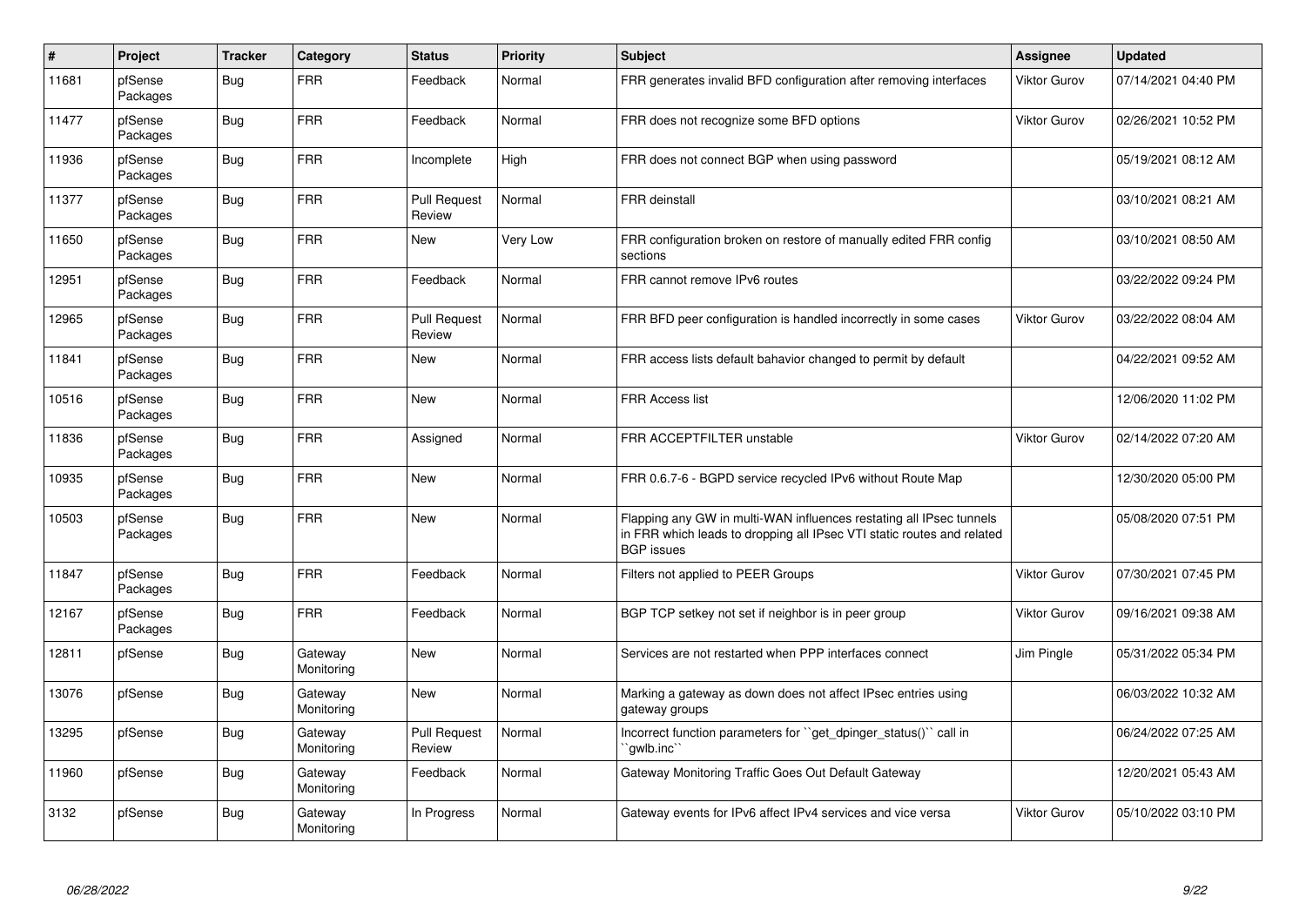| # | Project | Tracker | Category | Status | Priority | Subject | Assignee | Updated |
|---|---|---|---|---|---|---|---|---|
| 11681 | pfSense Packages | Bug | FRR | Feedback | Normal | FRR generates invalid BFD configuration after removing interfaces | Viktor Gurov | 07/14/2021 04:40 PM |
| 11477 | pfSense Packages | Bug | FRR | Feedback | Normal | FRR does not recognize some BFD options | Viktor Gurov | 02/26/2021 10:52 PM |
| 11936 | pfSense Packages | Bug | FRR | Incomplete | High | FRR does not connect BGP when using password | | 05/19/2021 08:12 AM |
| 11377 | pfSense Packages | Bug | FRR | Pull Request Review | Normal | FRR deinstall | | 03/10/2021 08:21 AM |
| 11650 | pfSense Packages | Bug | FRR | New | Very Low | FRR configuration broken on restore of manually edited FRR config sections | | 03/10/2021 08:50 AM |
| 12951 | pfSense Packages | Bug | FRR | Feedback | Normal | FRR cannot remove IPv6 routes | | 03/22/2022 09:24 PM |
| 12965 | pfSense Packages | Bug | FRR | Pull Request Review | Normal | FRR BFD peer configuration is handled incorrectly in some cases | Viktor Gurov | 03/22/2022 08:04 AM |
| 11841 | pfSense Packages | Bug | FRR | New | Normal | FRR access lists default bahavior changed to permit by default | | 04/22/2021 09:52 AM |
| 10516 | pfSense Packages | Bug | FRR | New | Normal | FRR Access list | | 12/06/2020 11:02 PM |
| 11836 | pfSense Packages | Bug | FRR | Assigned | Normal | FRR ACCEPTFILTER unstable | Viktor Gurov | 02/14/2022 07:20 AM |
| 10935 | pfSense Packages | Bug | FRR | New | Normal | FRR 0.6.7-6 - BGPD service recycled IPv6 without Route Map | | 12/30/2020 05:00 PM |
| 10503 | pfSense Packages | Bug | FRR | New | Normal | Flapping any GW in multi-WAN influences restating all IPsec tunnels in FRR which leads to dropping all IPsec VTI static routes and related BGP issues | | 05/08/2020 07:51 PM |
| 11847 | pfSense Packages | Bug | FRR | Feedback | Normal | Filters not applied to PEER Groups | Viktor Gurov | 07/30/2021 07:45 PM |
| 12167 | pfSense Packages | Bug | FRR | Feedback | Normal | BGP TCP setkey not set if neighbor is in peer group | Viktor Gurov | 09/16/2021 09:38 AM |
| 12811 | pfSense | Bug | Gateway Monitoring | New | Normal | Services are not restarted when PPP interfaces connect | Jim Pingle | 05/31/2022 05:34 PM |
| 13076 | pfSense | Bug | Gateway Monitoring | New | Normal | Marking a gateway as down does not affect IPsec entries using gateway groups | | 06/03/2022 10:32 AM |
| 13295 | pfSense | Bug | Gateway Monitoring | Pull Request Review | Normal | Incorrect function parameters for ``get_dpinger_status()`` call in ``gwlb.inc`` | | 06/24/2022 07:25 AM |
| 11960 | pfSense | Bug | Gateway Monitoring | Feedback | Normal | Gateway Monitoring Traffic Goes Out Default Gateway | | 12/20/2021 05:43 AM |
| 3132 | pfSense | Bug | Gateway Monitoring | In Progress | Normal | Gateway events for IPv6 affect IPv4 services and vice versa | Viktor Gurov | 05/10/2022 03:10 PM |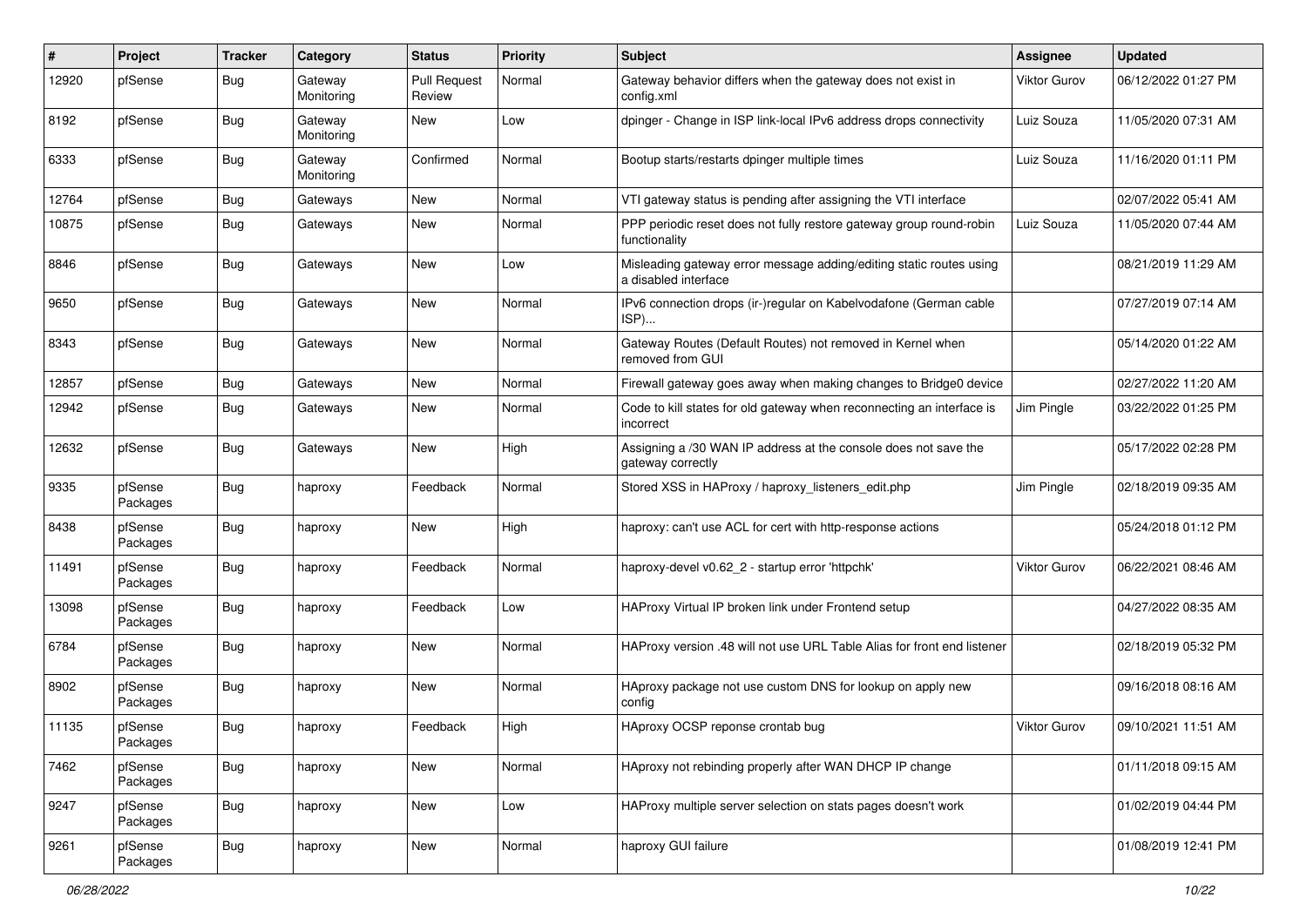| # | Project | Tracker | Category | Status | Priority | Subject | Assignee | Updated |
|---|---|---|---|---|---|---|---|---|
| 12920 | pfSense | Bug | Gateway Monitoring | Pull Request Review | Normal | Gateway behavior differs when the gateway does not exist in config.xml | Viktor Gurov | 06/12/2022 01:27 PM |
| 8192 | pfSense | Bug | Gateway Monitoring | New | Low | dpinger - Change in ISP link-local IPv6 address drops connectivity | Luiz Souza | 11/05/2020 07:31 AM |
| 6333 | pfSense | Bug | Gateway Monitoring | Confirmed | Normal | Bootup starts/restarts dpinger multiple times | Luiz Souza | 11/16/2020 01:11 PM |
| 12764 | pfSense | Bug | Gateways | New | Normal | VTI gateway status is pending after assigning the VTI interface | | 02/07/2022 05:41 AM |
| 10875 | pfSense | Bug | Gateways | New | Normal | PPP periodic reset does not fully restore gateway group round-robin functionality | Luiz Souza | 11/05/2020 07:44 AM |
| 8846 | pfSense | Bug | Gateways | New | Low | Misleading gateway error message adding/editing static routes using a disabled interface | | 08/21/2019 11:29 AM |
| 9650 | pfSense | Bug | Gateways | New | Normal | IPv6 connection drops (ir-)regular on Kabelvodafone (German cable ISP)... | | 07/27/2019 07:14 AM |
| 8343 | pfSense | Bug | Gateways | New | Normal | Gateway Routes (Default Routes) not removed in Kernel when removed from GUI | | 05/14/2020 01:22 AM |
| 12857 | pfSense | Bug | Gateways | New | Normal | Firewall gateway goes away when making changes to Bridge0 device | | 02/27/2022 11:20 AM |
| 12942 | pfSense | Bug | Gateways | New | Normal | Code to kill states for old gateway when reconnecting an interface is incorrect | Jim Pingle | 03/22/2022 01:25 PM |
| 12632 | pfSense | Bug | Gateways | New | High | Assigning a /30 WAN IP address at the console does not save the gateway correctly | | 05/17/2022 02:28 PM |
| 9335 | pfSense Packages | Bug | haproxy | Feedback | Normal | Stored XSS in HAProxy / haproxy_listeners_edit.php | Jim Pingle | 02/18/2019 09:35 AM |
| 8438 | pfSense Packages | Bug | haproxy | New | High | haproxy: can't use ACL for cert with http-response actions | | 05/24/2018 01:12 PM |
| 11491 | pfSense Packages | Bug | haproxy | Feedback | Normal | haproxy-devel v0.62_2 - startup error 'httpchk' | Viktor Gurov | 06/22/2021 08:46 AM |
| 13098 | pfSense Packages | Bug | haproxy | Feedback | Low | HAProxy Virtual IP broken link under Frontend setup | | 04/27/2022 08:35 AM |
| 6784 | pfSense Packages | Bug | haproxy | New | Normal | HAProxy version .48 will not use URL Table Alias for front end listener | | 02/18/2019 05:32 PM |
| 8902 | pfSense Packages | Bug | haproxy | New | Normal | HAproxy package not use custom DNS for lookup on apply new config | | 09/16/2018 08:16 AM |
| 11135 | pfSense Packages | Bug | haproxy | Feedback | High | HAproxy OCSP reponse crontab bug | Viktor Gurov | 09/10/2021 11:51 AM |
| 7462 | pfSense Packages | Bug | haproxy | New | Normal | HAproxy not rebinding properly after WAN DHCP IP change | | 01/11/2018 09:15 AM |
| 9247 | pfSense Packages | Bug | haproxy | New | Low | HAProxy multiple server selection on stats pages doesn't work | | 01/02/2019 04:44 PM |
| 9261 | pfSense Packages | Bug | haproxy | New | Normal | haproxy GUI failure | | 01/08/2019 12:41 PM |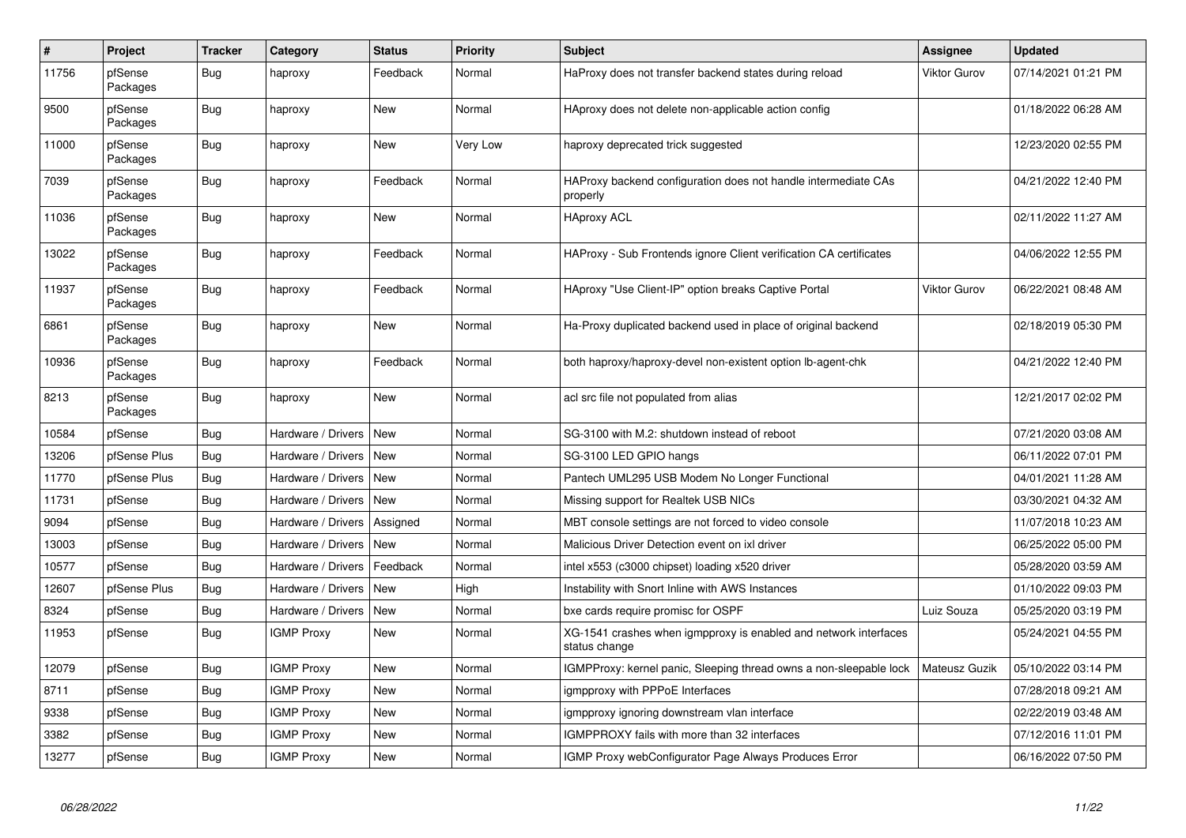| # | Project | Tracker | Category | Status | Priority | Subject | Assignee | Updated |
|---|---|---|---|---|---|---|---|---|
| 11756 | pfSense Packages | Bug | haproxy | Feedback | Normal | HaProxy does not transfer backend states during reload | Viktor Gurov | 07/14/2021 01:21 PM |
| 9500 | pfSense Packages | Bug | haproxy | New | Normal | HAproxy does not delete non-applicable action config | | 01/18/2022 06:28 AM |
| 11000 | pfSense Packages | Bug | haproxy | New | Very Low | haproxy deprecated trick suggested | | 12/23/2020 02:55 PM |
| 7039 | pfSense Packages | Bug | haproxy | Feedback | Normal | HAProxy backend configuration does not handle intermediate CAs properly | | 04/21/2022 12:40 PM |
| 11036 | pfSense Packages | Bug | haproxy | New | Normal | HAproxy ACL | | 02/11/2022 11:27 AM |
| 13022 | pfSense Packages | Bug | haproxy | Feedback | Normal | HAProxy - Sub Frontends ignore Client verification CA certificates | | 04/06/2022 12:55 PM |
| 11937 | pfSense Packages | Bug | haproxy | Feedback | Normal | HAproxy "Use Client-IP" option breaks Captive Portal | Viktor Gurov | 06/22/2021 08:48 AM |
| 6861 | pfSense Packages | Bug | haproxy | New | Normal | Ha-Proxy duplicated backend used in place of original backend | | 02/18/2019 05:30 PM |
| 10936 | pfSense Packages | Bug | haproxy | Feedback | Normal | both haproxy/haproxy-devel non-existent option lb-agent-chk | | 04/21/2022 12:40 PM |
| 8213 | pfSense Packages | Bug | haproxy | New | Normal | acl src file not populated from alias | | 12/21/2017 02:02 PM |
| 10584 | pfSense | Bug | Hardware / Drivers | New | Normal | SG-3100 with M.2: shutdown instead of reboot | | 07/21/2020 03:08 AM |
| 13206 | pfSense Plus | Bug | Hardware / Drivers | New | Normal | SG-3100 LED GPIO hangs | | 06/11/2022 07:01 PM |
| 11770 | pfSense Plus | Bug | Hardware / Drivers | New | Normal | Pantech UML295 USB Modem No Longer Functional | | 04/01/2021 11:28 AM |
| 11731 | pfSense | Bug | Hardware / Drivers | New | Normal | Missing support for Realtek USB NICs | | 03/30/2021 04:32 AM |
| 9094 | pfSense | Bug | Hardware / Drivers | Assigned | Normal | MBT console settings are not forced to video console | | 11/07/2018 10:23 AM |
| 13003 | pfSense | Bug | Hardware / Drivers | New | Normal | Malicious Driver Detection event on ixl driver | | 06/25/2022 05:00 PM |
| 10577 | pfSense | Bug | Hardware / Drivers | Feedback | Normal | intel x553 (c3000 chipset) loading x520 driver | | 05/28/2020 03:59 AM |
| 12607 | pfSense Plus | Bug | Hardware / Drivers | New | High | Instability with Snort Inline with AWS Instances | | 01/10/2022 09:03 PM |
| 8324 | pfSense | Bug | Hardware / Drivers | New | Normal | bxe cards require promisc for OSPF | Luiz Souza | 05/25/2020 03:19 PM |
| 11953 | pfSense | Bug | IGMP Proxy | New | Normal | XG-1541 crashes when igmpproxy is enabled and network interfaces status change | | 05/24/2021 04:55 PM |
| 12079 | pfSense | Bug | IGMP Proxy | New | Normal | IGMPProxy: kernel panic, Sleeping thread owns a non-sleepable lock | Mateusz Guzik | 05/10/2022 03:14 PM |
| 8711 | pfSense | Bug | IGMP Proxy | New | Normal | igmpproxy with PPPoE Interfaces | | 07/28/2018 09:21 AM |
| 9338 | pfSense | Bug | IGMP Proxy | New | Normal | igmpproxy ignoring downstream vlan interface | | 02/22/2019 03:48 AM |
| 3382 | pfSense | Bug | IGMP Proxy | New | Normal | IGMPPROXY fails with more than 32 interfaces | | 07/12/2016 11:01 PM |
| 13277 | pfSense | Bug | IGMP Proxy | New | Normal | IGMP Proxy webConfigurator Page Always Produces Error | | 06/16/2022 07:50 PM |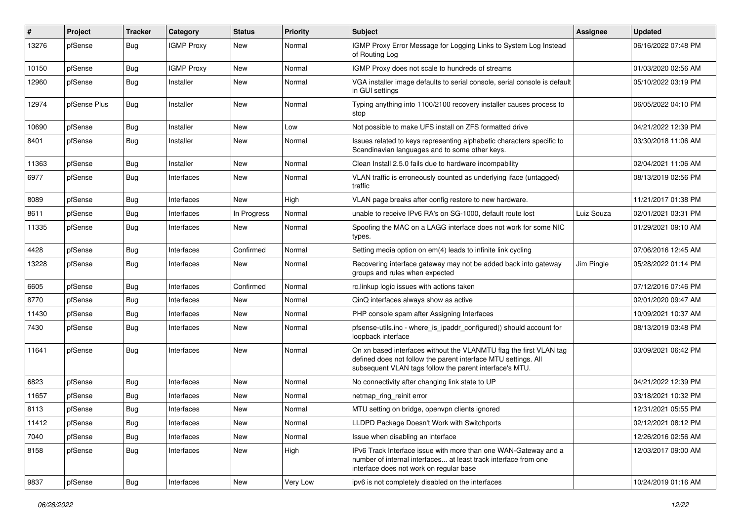| # | Project | Tracker | Category | Status | Priority | Subject | Assignee | Updated |
|---|---|---|---|---|---|---|---|---|
| 13276 | pfSense | Bug | IGMP Proxy | New | Normal | IGMP Proxy Error Message for Logging Links to System Log Instead of Routing Log | | 06/16/2022 07:48 PM |
| 10150 | pfSense | Bug | IGMP Proxy | New | Normal | IGMP Proxy does not scale to hundreds of streams | | 01/03/2020 02:56 AM |
| 12960 | pfSense | Bug | Installer | New | Normal | VGA installer image defaults to serial console, serial console is default in GUI settings | | 05/10/2022 03:19 PM |
| 12974 | pfSense Plus | Bug | Installer | New | Normal | Typing anything into 1100/2100 recovery installer causes process to stop | | 06/05/2022 04:10 PM |
| 10690 | pfSense | Bug | Installer | New | Low | Not possible to make UFS install on ZFS formatted drive | | 04/21/2022 12:39 PM |
| 8401 | pfSense | Bug | Installer | New | Normal | Issues related to keys representing alphabetic characters specific to Scandinavian languages and to some other keys. | | 03/30/2018 11:06 AM |
| 11363 | pfSense | Bug | Installer | New | Normal | Clean Install 2.5.0 fails due to hardware incompability | | 02/04/2021 11:06 AM |
| 6977 | pfSense | Bug | Interfaces | New | Normal | VLAN traffic is erroneously counted as underlying iface (untagged) traffic | | 08/13/2019 02:56 PM |
| 8089 | pfSense | Bug | Interfaces | New | High | VLAN page breaks after config restore to new hardware. | | 11/21/2017 01:38 PM |
| 8611 | pfSense | Bug | Interfaces | In Progress | Normal | unable to receive IPv6 RA's on SG-1000, default route lost | Luiz Souza | 02/01/2021 03:31 PM |
| 11335 | pfSense | Bug | Interfaces | New | Normal | Spoofing the MAC on a LAGG interface does not work for some NIC types. | | 01/29/2021 09:10 AM |
| 4428 | pfSense | Bug | Interfaces | Confirmed | Normal | Setting media option on em(4) leads to infinite link cycling | | 07/06/2016 12:45 AM |
| 13228 | pfSense | Bug | Interfaces | New | Normal | Recovering interface gateway may not be added back into gateway groups and rules when expected | Jim Pingle | 05/28/2022 01:14 PM |
| 6605 | pfSense | Bug | Interfaces | Confirmed | Normal | rc.linkup logic issues with actions taken | | 07/12/2016 07:46 PM |
| 8770 | pfSense | Bug | Interfaces | New | Normal | QinQ interfaces always show as active | | 02/01/2020 09:47 AM |
| 11430 | pfSense | Bug | Interfaces | New | Normal | PHP console spam after Assigning Interfaces | | 10/09/2021 10:37 AM |
| 7430 | pfSense | Bug | Interfaces | New | Normal | pfsense-utils.inc - where_is_ipaddr_configured() should account for loopback interface | | 08/13/2019 03:48 PM |
| 11641 | pfSense | Bug | Interfaces | New | Normal | On xn based interfaces without the VLANMTU flag the first VLAN tag defined does not follow the parent interface MTU settings. All subsequent VLAN tags follow the parent interface's MTU. | | 03/09/2021 06:42 PM |
| 6823 | pfSense | Bug | Interfaces | New | Normal | No connectivity after changing link state to UP | | 04/21/2022 12:39 PM |
| 11657 | pfSense | Bug | Interfaces | New | Normal | netmap_ring_reinit error | | 03/18/2021 10:32 PM |
| 8113 | pfSense | Bug | Interfaces | New | Normal | MTU setting on bridge, openvpn clients ignored | | 12/31/2021 05:55 PM |
| 11412 | pfSense | Bug | Interfaces | New | Normal | LLDPD Package Doesn't Work with Switchports | | 02/12/2021 08:12 PM |
| 7040 | pfSense | Bug | Interfaces | New | Normal | Issue when disabling an interface | | 12/26/2016 02:56 AM |
| 8158 | pfSense | Bug | Interfaces | New | High | IPv6 Track Interface issue with more than one WAN-Gateway and a number of internal interfaces... at least track interface from one interface does not work on regular base | | 12/03/2017 09:00 AM |
| 9837 | pfSense | Bug | Interfaces | New | Very Low | ipv6 is not completely disabled on the interfaces | | 10/24/2019 01:16 AM |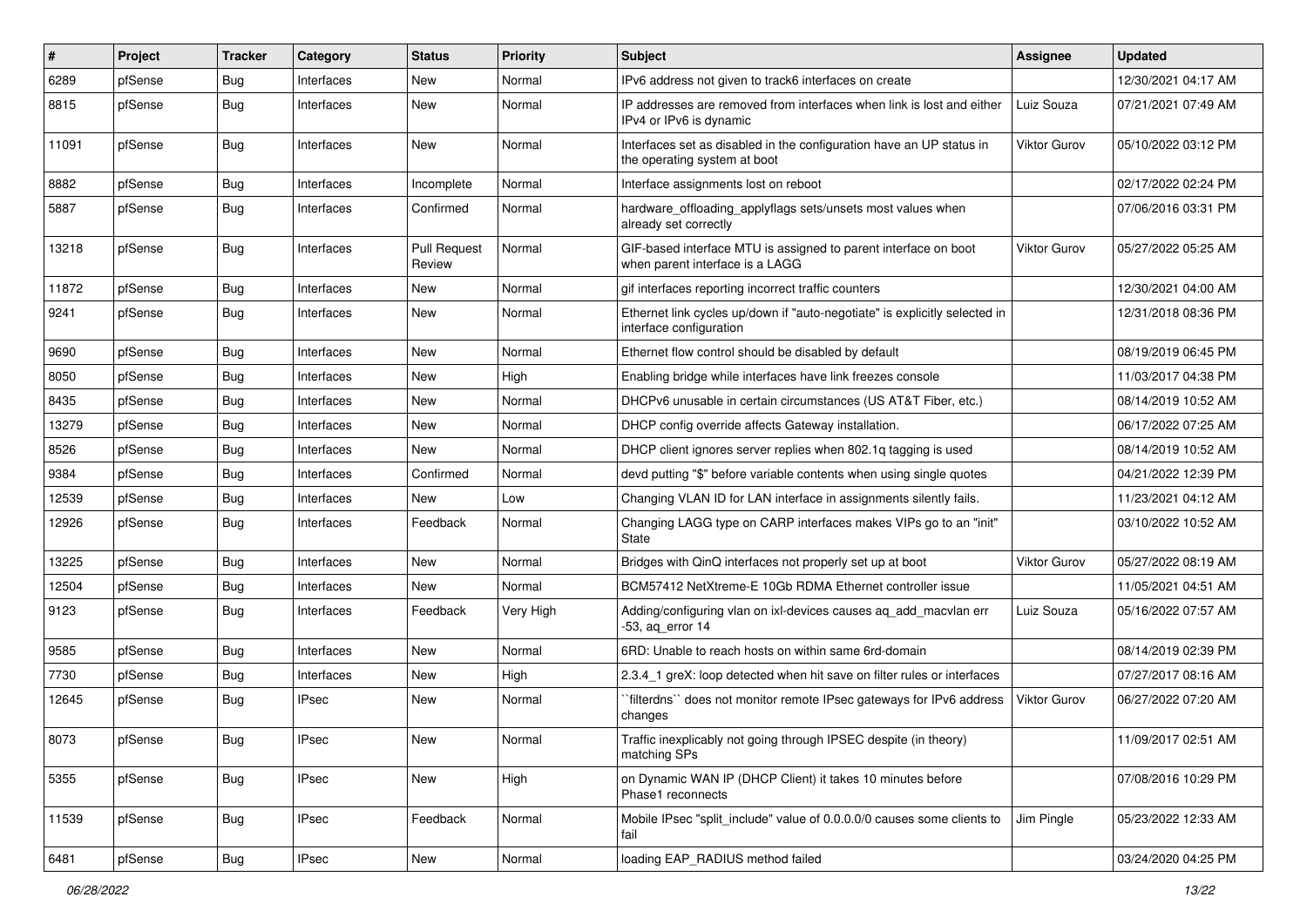| # | Project | Tracker | Category | Status | Priority | Subject | Assignee | Updated |
|---|---|---|---|---|---|---|---|---|
| 6289 | pfSense | Bug | Interfaces | New | Normal | IPv6 address not given to track6 interfaces on create | | 12/30/2021 04:17 AM |
| 8815 | pfSense | Bug | Interfaces | New | Normal | IP addresses are removed from interfaces when link is lost and either IPv4 or IPv6 is dynamic | Luiz Souza | 07/21/2021 07:49 AM |
| 11091 | pfSense | Bug | Interfaces | New | Normal | Interfaces set as disabled in the configuration have an UP status in the operating system at boot | Viktor Gurov | 05/10/2022 03:12 PM |
| 8882 | pfSense | Bug | Interfaces | Incomplete | Normal | Interface assignments lost on reboot | | 02/17/2022 02:24 PM |
| 5887 | pfSense | Bug | Interfaces | Confirmed | Normal | hardware_offloading_applyflags sets/unsets most values when already set correctly | | 07/06/2016 03:31 PM |
| 13218 | pfSense | Bug | Interfaces | Pull Request Review | Normal | GIF-based interface MTU is assigned to parent interface on boot when parent interface is a LAGG | Viktor Gurov | 05/27/2022 05:25 AM |
| 11872 | pfSense | Bug | Interfaces | New | Normal | gif interfaces reporting incorrect traffic counters | | 12/30/2021 04:00 AM |
| 9241 | pfSense | Bug | Interfaces | New | Normal | Ethernet link cycles up/down if "auto-negotiate" is explicitly selected in interface configuration | | 12/31/2018 08:36 PM |
| 9690 | pfSense | Bug | Interfaces | New | Normal | Ethernet flow control should be disabled by default | | 08/19/2019 06:45 PM |
| 8050 | pfSense | Bug | Interfaces | New | High | Enabling bridge while interfaces have link freezes console | | 11/03/2017 04:38 PM |
| 8435 | pfSense | Bug | Interfaces | New | Normal | DHCPv6 unusable in certain circumstances (US AT&T Fiber, etc.) | | 08/14/2019 10:52 AM |
| 13279 | pfSense | Bug | Interfaces | New | Normal | DHCP config override affects Gateway installation. | | 06/17/2022 07:25 AM |
| 8526 | pfSense | Bug | Interfaces | New | Normal | DHCP client ignores server replies when 802.1q tagging is used | | 08/14/2019 10:52 AM |
| 9384 | pfSense | Bug | Interfaces | Confirmed | Normal | devd putting "$" before variable contents when using single quotes | | 04/21/2022 12:39 PM |
| 12539 | pfSense | Bug | Interfaces | New | Low | Changing VLAN ID for LAN interface in assignments silently fails. | | 11/23/2021 04:12 AM |
| 12926 | pfSense | Bug | Interfaces | Feedback | Normal | Changing LAGG type on CARP interfaces makes VIPs go to an "init" State | | 03/10/2022 10:52 AM |
| 13225 | pfSense | Bug | Interfaces | New | Normal | Bridges with QinQ interfaces not properly set up at boot | Viktor Gurov | 05/27/2022 08:19 AM |
| 12504 | pfSense | Bug | Interfaces | New | Normal | BCM57412 NetXtreme-E 10Gb RDMA Ethernet controller issue | | 11/05/2021 04:51 AM |
| 9123 | pfSense | Bug | Interfaces | Feedback | Very High | Adding/configuring vlan on ixl-devices causes aq_add_macvlan err -53, aq_error 14 | Luiz Souza | 05/16/2022 07:57 AM |
| 9585 | pfSense | Bug | Interfaces | New | Normal | 6RD: Unable to reach hosts on within same 6rd-domain | | 08/14/2019 02:39 PM |
| 7730 | pfSense | Bug | Interfaces | New | High | 2.3.4_1 greX: loop detected when hit save on filter rules or interfaces | | 07/27/2017 08:16 AM |
| 12645 | pfSense | Bug | IPsec | New | Normal | ``filterdns`` does not monitor remote IPsec gateways for IPv6 address changes | Viktor Gurov | 06/27/2022 07:20 AM |
| 8073 | pfSense | Bug | IPsec | New | Normal | Traffic inexplicably not going through IPSEC despite (in theory) matching SPs | | 11/09/2017 02:51 AM |
| 5355 | pfSense | Bug | IPsec | New | High | on Dynamic WAN IP (DHCP Client) it takes 10 minutes before Phase1 reconnects | | 07/08/2016 10:29 PM |
| 11539 | pfSense | Bug | IPsec | Feedback | Normal | Mobile IPsec "split_include" value of 0.0.0.0/0 causes some clients to fail | Jim Pingle | 05/23/2022 12:33 AM |
| 6481 | pfSense | Bug | IPsec | New | Normal | loading EAP_RADIUS method failed | | 03/24/2020 04:25 PM |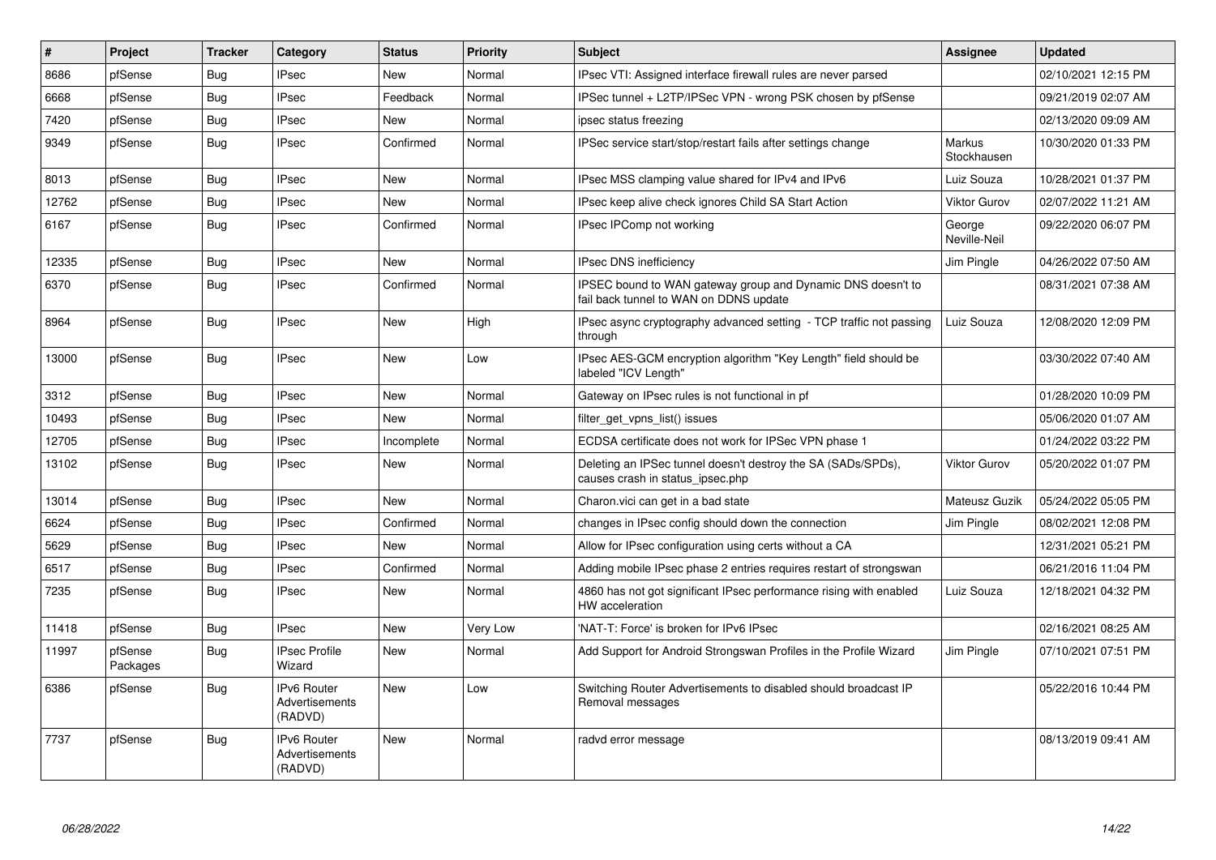| # | Project | Tracker | Category | Status | Priority | Subject | Assignee | Updated |
|---|---|---|---|---|---|---|---|---|
| 8686 | pfSense | Bug | IPsec | New | Normal | IPsec VTI: Assigned interface firewall rules are never parsed | | 02/10/2021 12:15 PM |
| 6668 | pfSense | Bug | IPsec | Feedback | Normal | IPSec tunnel + L2TP/IPSec VPN - wrong PSK chosen by pfSense | | 09/21/2019 02:07 AM |
| 7420 | pfSense | Bug | IPsec | New | Normal | ipsec status freezing | | 02/13/2020 09:09 AM |
| 9349 | pfSense | Bug | IPsec | Confirmed | Normal | IPSec service start/stop/restart fails after settings change | Markus Stockhausen | 10/30/2020 01:33 PM |
| 8013 | pfSense | Bug | IPsec | New | Normal | IPsec MSS clamping value shared for IPv4 and IPv6 | Luiz Souza | 10/28/2021 01:37 PM |
| 12762 | pfSense | Bug | IPsec | New | Normal | IPsec keep alive check ignores Child SA Start Action | Viktor Gurov | 02/07/2022 11:21 AM |
| 6167 | pfSense | Bug | IPsec | Confirmed | Normal | IPsec IPComp not working | George Neville-Neil | 09/22/2020 06:07 PM |
| 12335 | pfSense | Bug | IPsec | New | Normal | IPsec DNS inefficiency | Jim Pingle | 04/26/2022 07:50 AM |
| 6370 | pfSense | Bug | IPsec | Confirmed | Normal | IPSEC bound to WAN gateway group and Dynamic DNS doesn't to fail back tunnel to WAN on DDNS update | | 08/31/2021 07:38 AM |
| 8964 | pfSense | Bug | IPsec | New | High | IPsec async cryptography advanced setting - TCP traffic not passing through | Luiz Souza | 12/08/2020 12:09 PM |
| 13000 | pfSense | Bug | IPsec | New | Low | IPsec AES-GCM encryption algorithm "Key Length" field should be labeled "ICV Length" | | 03/30/2022 07:40 AM |
| 3312 | pfSense | Bug | IPsec | New | Normal | Gateway on IPsec rules is not functional in pf | | 01/28/2020 10:09 PM |
| 10493 | pfSense | Bug | IPsec | New | Normal | filter_get_vpns_list() issues | | 05/06/2020 01:07 AM |
| 12705 | pfSense | Bug | IPsec | Incomplete | Normal | ECDSA certificate does not work for IPSec VPN phase 1 | | 01/24/2022 03:22 PM |
| 13102 | pfSense | Bug | IPsec | New | Normal | Deleting an IPSec tunnel doesn't destroy the SA (SADs/SPDs), causes crash in status_ipsec.php | Viktor Gurov | 05/20/2022 01:07 PM |
| 13014 | pfSense | Bug | IPsec | New | Normal | Charon.vici can get in a bad state | Mateusz Guzik | 05/24/2022 05:05 PM |
| 6624 | pfSense | Bug | IPsec | Confirmed | Normal | changes in IPsec config should down the connection | Jim Pingle | 08/02/2021 12:08 PM |
| 5629 | pfSense | Bug | IPsec | New | Normal | Allow for IPsec configuration using certs without a CA | | 12/31/2021 05:21 PM |
| 6517 | pfSense | Bug | IPsec | Confirmed | Normal | Adding mobile IPsec phase 2 entries requires restart of strongswan | | 06/21/2016 11:04 PM |
| 7235 | pfSense | Bug | IPsec | New | Normal | 4860 has not got significant IPsec performance rising with enabled HW acceleration | Luiz Souza | 12/18/2021 04:32 PM |
| 11418 | pfSense | Bug | IPsec | New | Very Low | 'NAT-T: Force' is broken for IPv6 IPsec | | 02/16/2021 08:25 AM |
| 11997 | pfSense Packages | Bug | IPsec Profile Wizard | New | Normal | Add Support for Android Strongswan Profiles in the Profile Wizard | Jim Pingle | 07/10/2021 07:51 PM |
| 6386 | pfSense | Bug | IPv6 Router Advertisements (RADVD) | New | Low | Switching Router Advertisements to disabled should broadcast IP Removal messages | | 05/22/2016 10:44 PM |
| 7737 | pfSense | Bug | IPv6 Router Advertisements (RADVD) | New | Normal | radvd error message | | 08/13/2019 09:41 AM |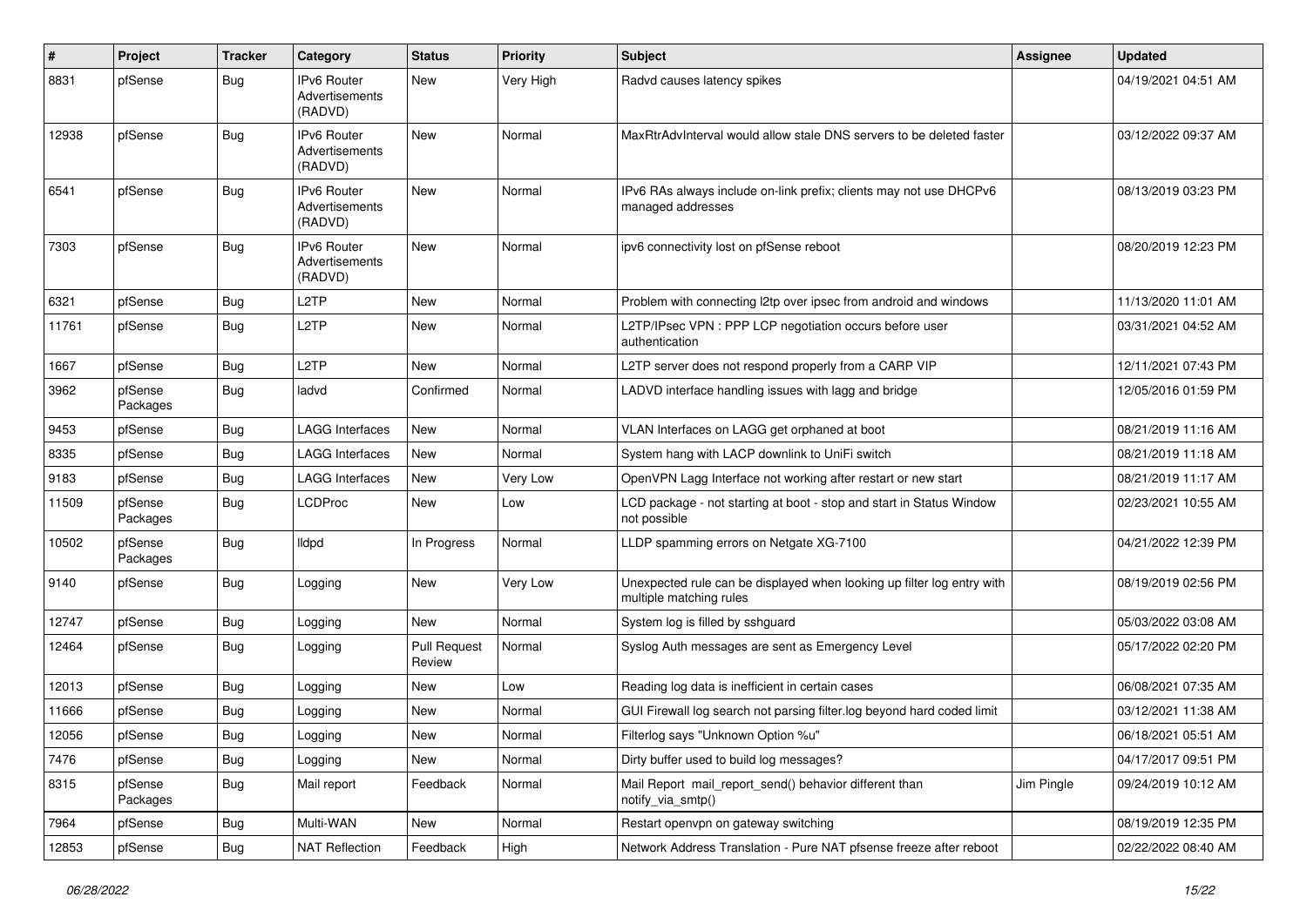| # | Project | Tracker | Category | Status | Priority | Subject | Assignee | Updated |
|---|---|---|---|---|---|---|---|---|
| 8831 | pfSense | Bug | IPv6 Router Advertisements (RADVD) | New | Very High | Radvd causes latency spikes | | 04/19/2021 04:51 AM |
| 12938 | pfSense | Bug | IPv6 Router Advertisements (RADVD) | New | Normal | MaxRtrAdvInterval would allow stale DNS servers to be deleted faster | | 03/12/2022 09:37 AM |
| 6541 | pfSense | Bug | IPv6 Router Advertisements (RADVD) | New | Normal | IPv6 RAs always include on-link prefix; clients may not use DHCPv6 managed addresses | | 08/13/2019 03:23 PM |
| 7303 | pfSense | Bug | IPv6 Router Advertisements (RADVD) | New | Normal | ipv6 connectivity lost on pfSense reboot | | 08/20/2019 12:23 PM |
| 6321 | pfSense | Bug | L2TP | New | Normal | Problem with connecting l2tp over ipsec from android and windows | | 11/13/2020 11:01 AM |
| 11761 | pfSense | Bug | L2TP | New | Normal | L2TP/IPsec VPN : PPP LCP negotiation occurs before user authentication | | 03/31/2021 04:52 AM |
| 1667 | pfSense | Bug | L2TP | New | Normal | L2TP server does not respond properly from a CARP VIP | | 12/11/2021 07:43 PM |
| 3962 | pfSense Packages | Bug | ladvd | Confirmed | Normal | LADVD interface handling issues with lagg and bridge | | 12/05/2016 01:59 PM |
| 9453 | pfSense | Bug | LAGG Interfaces | New | Normal | VLAN Interfaces on LAGG get orphaned at boot | | 08/21/2019 11:16 AM |
| 8335 | pfSense | Bug | LAGG Interfaces | New | Normal | System hang with LACP downlink to UniFi switch | | 08/21/2019 11:18 AM |
| 9183 | pfSense | Bug | LAGG Interfaces | New | Very Low | OpenVPN Lagg Interface not working after restart or new start | | 08/21/2019 11:17 AM |
| 11509 | pfSense Packages | Bug | LCDProc | New | Low | LCD package - not starting at boot - stop and start in Status Window not possible | | 02/23/2021 10:55 AM |
| 10502 | pfSense Packages | Bug | lldpd | In Progress | Normal | LLDP spamming errors on Netgate XG-7100 | | 04/21/2022 12:39 PM |
| 9140 | pfSense | Bug | Logging | New | Very Low | Unexpected rule can be displayed when looking up filter log entry with multiple matching rules | | 08/19/2019 02:56 PM |
| 12747 | pfSense | Bug | Logging | New | Normal | System log is filled by sshguard | | 05/03/2022 03:08 AM |
| 12464 | pfSense | Bug | Logging | Pull Request Review | Normal | Syslog Auth messages are sent as Emergency Level | | 05/17/2022 02:20 PM |
| 12013 | pfSense | Bug | Logging | New | Low | Reading log data is inefficient in certain cases | | 06/08/2021 07:35 AM |
| 11666 | pfSense | Bug | Logging | New | Normal | GUI Firewall log search not parsing filter.log beyond hard coded limit | | 03/12/2021 11:38 AM |
| 12056 | pfSense | Bug | Logging | New | Normal | Filterlog says "Unknown Option %u" | | 06/18/2021 05:51 AM |
| 7476 | pfSense | Bug | Logging | New | Normal | Dirty buffer used to build log messages? | | 04/17/2017 09:51 PM |
| 8315 | pfSense Packages | Bug | Mail report | Feedback | Normal | Mail Report mail_report_send() behavior different than notify_via_smtp() | Jim Pingle | 09/24/2019 10:12 AM |
| 7964 | pfSense | Bug | Multi-WAN | New | Normal | Restart openvpn on gateway switching | | 08/19/2019 12:35 PM |
| 12853 | pfSense | Bug | NAT Reflection | Feedback | High | Network Address Translation - Pure NAT pfsense freeze after reboot | | 02/22/2022 08:40 AM |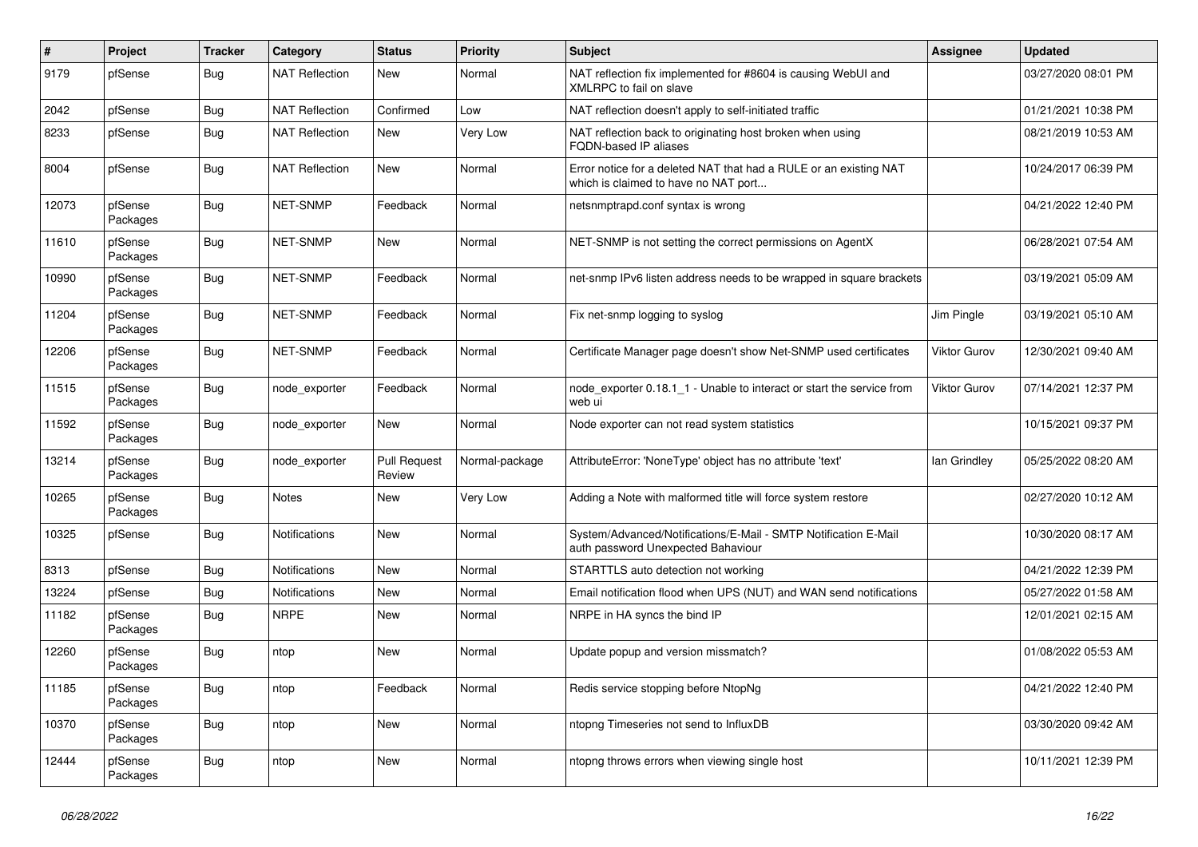| # | Project | Tracker | Category | Status | Priority | Subject | Assignee | Updated |
|---|---|---|---|---|---|---|---|---|
| 9179 | pfSense | Bug | NAT Reflection | New | Normal | NAT reflection fix implemented for #8604 is causing WebUI and XMLRPC to fail on slave | | 03/27/2020 08:01 PM |
| 2042 | pfSense | Bug | NAT Reflection | Confirmed | Low | NAT reflection doesn't apply to self-initiated traffic | | 01/21/2021 10:38 PM |
| 8233 | pfSense | Bug | NAT Reflection | New | Very Low | NAT reflection back to originating host broken when using FQDN-based IP aliases | | 08/21/2019 10:53 AM |
| 8004 | pfSense | Bug | NAT Reflection | New | Normal | Error notice for a deleted NAT that had a RULE or an existing NAT which is claimed to have no NAT port... | | 10/24/2017 06:39 PM |
| 12073 | pfSense Packages | Bug | NET-SNMP | Feedback | Normal | netsnmptrapd.conf syntax is wrong | | 04/21/2022 12:40 PM |
| 11610 | pfSense Packages | Bug | NET-SNMP | New | Normal | NET-SNMP is not setting the correct permissions on AgentX | | 06/28/2021 07:54 AM |
| 10990 | pfSense Packages | Bug | NET-SNMP | Feedback | Normal | net-snmp IPv6 listen address needs to be wrapped in square brackets | | 03/19/2021 05:09 AM |
| 11204 | pfSense Packages | Bug | NET-SNMP | Feedback | Normal | Fix net-snmp logging to syslog | Jim Pingle | 03/19/2021 05:10 AM |
| 12206 | pfSense Packages | Bug | NET-SNMP | Feedback | Normal | Certificate Manager page doesn't show Net-SNMP used certificates | Viktor Gurov | 12/30/2021 09:40 AM |
| 11515 | pfSense Packages | Bug | node_exporter | Feedback | Normal | node_exporter 0.18.1_1 - Unable to interact or start the service from web ui | Viktor Gurov | 07/14/2021 12:37 PM |
| 11592 | pfSense Packages | Bug | node_exporter | New | Normal | Node exporter can not read system statistics | | 10/15/2021 09:37 PM |
| 13214 | pfSense Packages | Bug | node_exporter | Pull Request Review | Normal-package | AttributeError: 'NoneType' object has no attribute 'text' | Ian Grindley | 05/25/2022 08:20 AM |
| 10265 | pfSense Packages | Bug | Notes | New | Very Low | Adding a Note with malformed title will force system restore | | 02/27/2020 10:12 AM |
| 10325 | pfSense | Bug | Notifications | New | Normal | System/Advanced/Notifications/E-Mail - SMTP Notification E-Mail auth password Unexpected Bahaviour | | 10/30/2020 08:17 AM |
| 8313 | pfSense | Bug | Notifications | New | Normal | STARTTLS auto detection not working | | 04/21/2022 12:39 PM |
| 13224 | pfSense | Bug | Notifications | New | Normal | Email notification flood when UPS (NUT) and WAN send notifications | | 05/27/2022 01:58 AM |
| 11182 | pfSense Packages | Bug | NRPE | New | Normal | NRPE in HA syncs the bind IP | | 12/01/2021 02:15 AM |
| 12260 | pfSense Packages | Bug | ntop | New | Normal | Update popup and version missmatch? | | 01/08/2022 05:53 AM |
| 11185 | pfSense Packages | Bug | ntop | Feedback | Normal | Redis service stopping before NtopNg | | 04/21/2022 12:40 PM |
| 10370 | pfSense Packages | Bug | ntop | New | Normal | ntopng Timeseries not send to InfluxDB | | 03/30/2020 09:42 AM |
| 12444 | pfSense Packages | Bug | ntop | New | Normal | ntopng throws errors when viewing single host | | 10/11/2021 12:39 PM |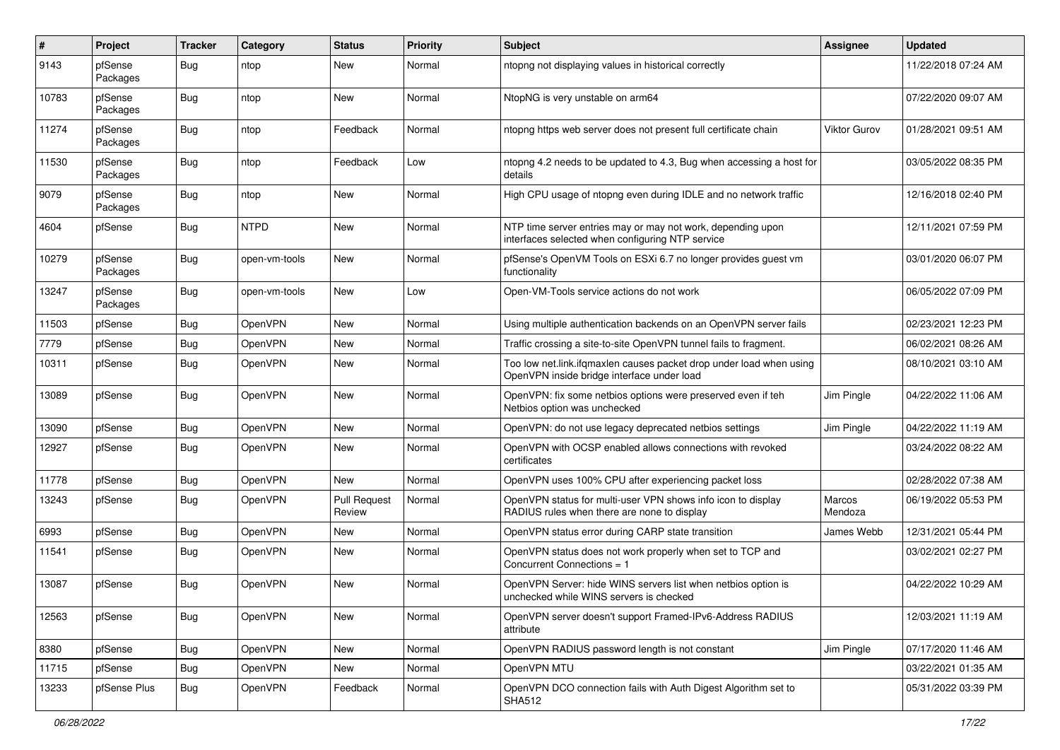| # | Project | Tracker | Category | Status | Priority | Subject | Assignee | Updated |
|---|---|---|---|---|---|---|---|---|
| 9143 | pfSense Packages | Bug | ntop | New | Normal | ntopng not displaying values in historical correctly | | 11/22/2018 07:24 AM |
| 10783 | pfSense Packages | Bug | ntop | New | Normal | NtopNG is very unstable on arm64 | | 07/22/2020 09:07 AM |
| 11274 | pfSense Packages | Bug | ntop | Feedback | Normal | ntopng https web server does not present full certificate chain | Viktor Gurov | 01/28/2021 09:51 AM |
| 11530 | pfSense Packages | Bug | ntop | Feedback | Low | ntopng 4.2 needs to be updated to 4.3, Bug when accessing a host for details | | 03/05/2022 08:35 PM |
| 9079 | pfSense Packages | Bug | ntop | New | Normal | High CPU usage of ntopng even during IDLE and no network traffic | | 12/16/2018 02:40 PM |
| 4604 | pfSense | Bug | NTPD | New | Normal | NTP time server entries may or may not work, depending upon interfaces selected when configuring NTP service | | 12/11/2021 07:59 PM |
| 10279 | pfSense Packages | Bug | open-vm-tools | New | Normal | pfSense's OpenVM Tools on ESXi 6.7 no longer provides guest vm functionality | | 03/01/2020 06:07 PM |
| 13247 | pfSense Packages | Bug | open-vm-tools | New | Low | Open-VM-Tools service actions do not work | | 06/05/2022 07:09 PM |
| 11503 | pfSense | Bug | OpenVPN | New | Normal | Using multiple authentication backends on an OpenVPN server fails | | 02/23/2021 12:23 PM |
| 7779 | pfSense | Bug | OpenVPN | New | Normal | Traffic crossing a site-to-site OpenVPN tunnel fails to fragment. | | 06/02/2021 08:26 AM |
| 10311 | pfSense | Bug | OpenVPN | New | Normal | Too low net.link.ifqmaxlen causes packet drop under load when using OpenVPN inside bridge interface under load | | 08/10/2021 03:10 AM |
| 13089 | pfSense | Bug | OpenVPN | New | Normal | OpenVPN: fix some netbios options were preserved even if teh Netbios option was unchecked | Jim Pingle | 04/22/2022 11:06 AM |
| 13090 | pfSense | Bug | OpenVPN | New | Normal | OpenVPN: do not use legacy deprecated netbios settings | Jim Pingle | 04/22/2022 11:19 AM |
| 12927 | pfSense | Bug | OpenVPN | New | Normal | OpenVPN with OCSP enabled allows connections with revoked certificates | | 03/24/2022 08:22 AM |
| 11778 | pfSense | Bug | OpenVPN | New | Normal | OpenVPN uses 100% CPU after experiencing packet loss | | 02/28/2022 07:38 AM |
| 13243 | pfSense | Bug | OpenVPN | Pull Request Review | Normal | OpenVPN status for multi-user VPN shows info icon to display RADIUS rules when there are none to display | Marcos Mendoza | 06/19/2022 05:53 PM |
| 6993 | pfSense | Bug | OpenVPN | New | Normal | OpenVPN status error during CARP state transition | James Webb | 12/31/2021 05:44 PM |
| 11541 | pfSense | Bug | OpenVPN | New | Normal | OpenVPN status does not work properly when set to TCP and Concurrent Connections = 1 | | 03/02/2021 02:27 PM |
| 13087 | pfSense | Bug | OpenVPN | New | Normal | OpenVPN Server: hide WINS servers list when netbios option is unchecked while WINS servers is checked | | 04/22/2022 10:29 AM |
| 12563 | pfSense | Bug | OpenVPN | New | Normal | OpenVPN server doesn't support Framed-IPv6-Address RADIUS attribute | | 12/03/2021 11:19 AM |
| 8380 | pfSense | Bug | OpenVPN | New | Normal | OpenVPN RADIUS password length is not constant | Jim Pingle | 07/17/2020 11:46 AM |
| 11715 | pfSense | Bug | OpenVPN | New | Normal | OpenVPN MTU | | 03/22/2021 01:35 AM |
| 13233 | pfSense Plus | Bug | OpenVPN | Feedback | Normal | OpenVPN DCO connection fails with Auth Digest Algorithm set to SHA512 | | 05/31/2022 03:39 PM |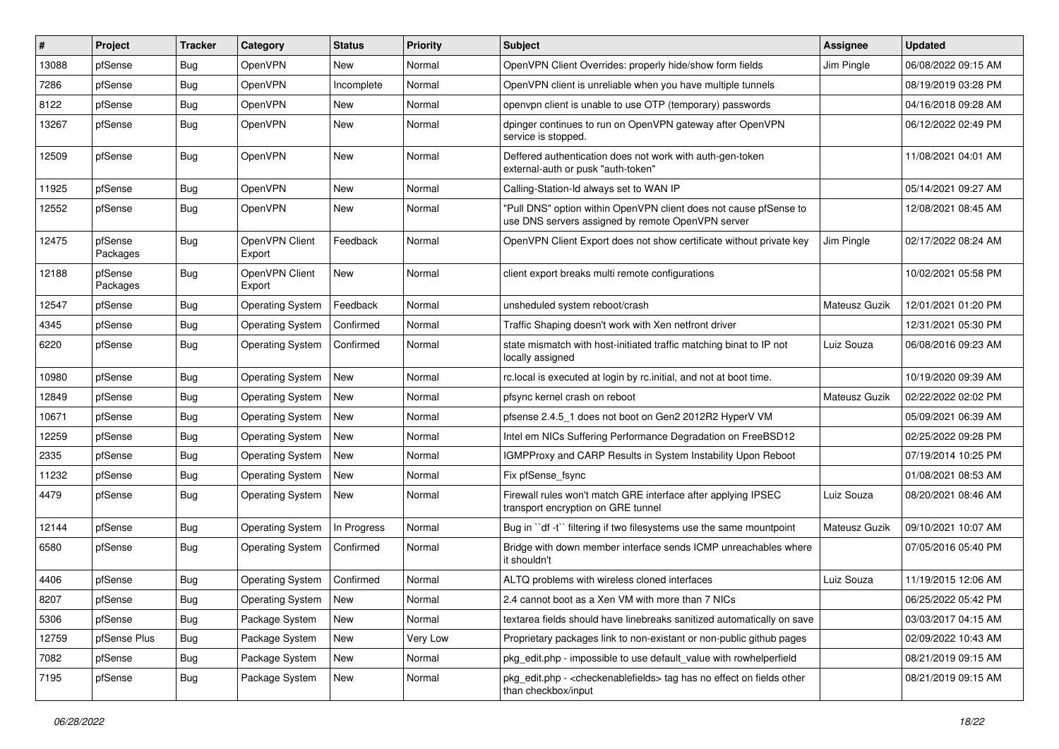| # | Project | Tracker | Category | Status | Priority | Subject | Assignee | Updated |
|---|---|---|---|---|---|---|---|---|
| 13088 | pfSense | Bug | OpenVPN | New | Normal | OpenVPN Client Overrides: properly hide/show form fields | Jim Pingle | 06/08/2022 09:15 AM |
| 7286 | pfSense | Bug | OpenVPN | Incomplete | Normal | OpenVPN client is unreliable when you have multiple tunnels | | 08/19/2019 03:28 PM |
| 8122 | pfSense | Bug | OpenVPN | New | Normal | openvpn client is unable to use OTP (temporary) passwords | | 04/16/2018 09:28 AM |
| 13267 | pfSense | Bug | OpenVPN | New | Normal | dpinger continues to run on OpenVPN gateway after OpenVPN service is stopped. | | 06/12/2022 02:49 PM |
| 12509 | pfSense | Bug | OpenVPN | New | Normal | Deffered authentication does not work with auth-gen-token external-auth or pusk "auth-token" | | 11/08/2021 04:01 AM |
| 11925 | pfSense | Bug | OpenVPN | New | Normal | Calling-Station-Id always set to WAN IP | | 05/14/2021 09:27 AM |
| 12552 | pfSense | Bug | OpenVPN | New | Normal | "Pull DNS" option within OpenVPN client does not cause pfSense to use DNS servers assigned by remote OpenVPN server | | 12/08/2021 08:45 AM |
| 12475 | pfSense Packages | Bug | OpenVPN Client Export | Feedback | Normal | OpenVPN Client Export does not show certificate without private key | Jim Pingle | 02/17/2022 08:24 AM |
| 12188 | pfSense Packages | Bug | OpenVPN Client Export | New | Normal | client export breaks multi remote configurations | | 10/02/2021 05:58 PM |
| 12547 | pfSense | Bug | Operating System | Feedback | Normal | unsheduled system reboot/crash | Mateusz Guzik | 12/01/2021 01:20 PM |
| 4345 | pfSense | Bug | Operating System | Confirmed | Normal | Traffic Shaping doesn't work with Xen netfront driver | | 12/31/2021 05:30 PM |
| 6220 | pfSense | Bug | Operating System | Confirmed | Normal | state mismatch with host-initiated traffic matching binat to IP not locally assigned | Luiz Souza | 06/08/2016 09:23 AM |
| 10980 | pfSense | Bug | Operating System | New | Normal | rc.local is executed at login by rc.initial, and not at boot time. | | 10/19/2020 09:39 AM |
| 12849 | pfSense | Bug | Operating System | New | Normal | pfsync kernel crash on reboot | Mateusz Guzik | 02/22/2022 02:02 PM |
| 10671 | pfSense | Bug | Operating System | New | Normal | pfsense 2.4.5_1 does not boot on Gen2 2012R2 HyperV VM | | 05/09/2021 06:39 AM |
| 12259 | pfSense | Bug | Operating System | New | Normal | Intel em NICs Suffering Performance Degradation on FreeBSD12 | | 02/25/2022 09:28 PM |
| 2335 | pfSense | Bug | Operating System | New | Normal | IGMPProxy and CARP Results in System Instability Upon Reboot | | 07/19/2014 10:25 PM |
| 11232 | pfSense | Bug | Operating System | New | Normal | Fix pfSense_fsync | | 01/08/2021 08:53 AM |
| 4479 | pfSense | Bug | Operating System | New | Normal | Firewall rules won't match GRE interface after applying IPSEC transport encryption on GRE tunnel | Luiz Souza | 08/20/2021 08:46 AM |
| 12144 | pfSense | Bug | Operating System | In Progress | Normal | Bug in ``df -t`` filtering if two filesystems use the same mountpoint | Mateusz Guzik | 09/10/2021 10:07 AM |
| 6580 | pfSense | Bug | Operating System | Confirmed | Normal | Bridge with down member interface sends ICMP unreachables where it shouldn't | | 07/05/2016 05:40 PM |
| 4406 | pfSense | Bug | Operating System | Confirmed | Normal | ALTQ problems with wireless cloned interfaces | Luiz Souza | 11/19/2015 12:06 AM |
| 8207 | pfSense | Bug | Operating System | New | Normal | 2.4 cannot boot as a Xen VM with more than 7 NICs | | 06/25/2022 05:42 PM |
| 5306 | pfSense | Bug | Package System | New | Normal | textarea fields should have linebreaks sanitized automatically on save | | 03/03/2017 04:15 AM |
| 12759 | pfSense Plus | Bug | Package System | New | Very Low | Proprietary packages link to non-existant or non-public github pages | | 02/09/2022 10:43 AM |
| 7082 | pfSense | Bug | Package System | New | Normal | pkg_edit.php - impossible to use default_value with rowhelperfield | | 08/21/2019 09:15 AM |
| 7195 | pfSense | Bug | Package System | New | Normal | pkg_edit.php - <checkenablefields> tag has no effect on fields other than checkbox/input | | 08/21/2019 09:15 AM |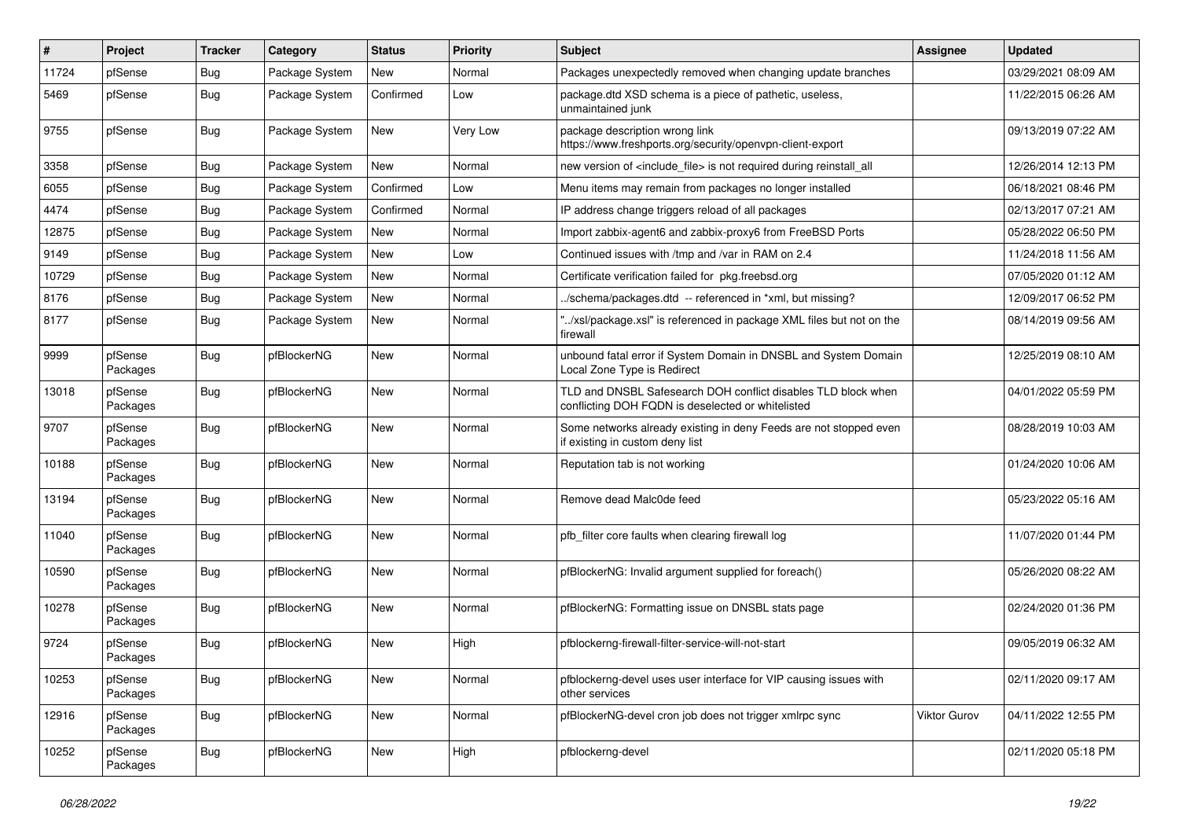| # | Project | Tracker | Category | Status | Priority | Subject | Assignee | Updated |
|---|---|---|---|---|---|---|---|---|
| 11724 | pfSense | Bug | Package System | New | Normal | Packages unexpectedly removed when changing update branches | | 03/29/2021 08:09 AM |
| 5469 | pfSense | Bug | Package System | Confirmed | Low | package.dtd XSD schema is a piece of pathetic, useless, unmaintained junk | | 11/22/2015 06:26 AM |
| 9755 | pfSense | Bug | Package System | New | Very Low | package description wrong link https://www.freshports.org/security/openvpn-client-export | | 09/13/2019 07:22 AM |
| 3358 | pfSense | Bug | Package System | New | Normal | new version of <include_file> is not required during reinstall_all | | 12/26/2014 12:13 PM |
| 6055 | pfSense | Bug | Package System | Confirmed | Low | Menu items may remain from packages no longer installed | | 06/18/2021 08:46 PM |
| 4474 | pfSense | Bug | Package System | Confirmed | Normal | IP address change triggers reload of all packages | | 02/13/2017 07:21 AM |
| 12875 | pfSense | Bug | Package System | New | Normal | Import zabbix-agent6 and zabbix-proxy6 from FreeBSD Ports | | 05/28/2022 06:50 PM |
| 9149 | pfSense | Bug | Package System | New | Low | Continued issues with /tmp and /var in RAM on 2.4 | | 11/24/2018 11:56 AM |
| 10729 | pfSense | Bug | Package System | New | Normal | Certificate verification failed for pkg.freebsd.org | | 07/05/2020 01:12 AM |
| 8176 | pfSense | Bug | Package System | New | Normal | ../schema/packages.dtd -- referenced in *xml, but missing? | | 12/09/2017 06:52 PM |
| 8177 | pfSense | Bug | Package System | New | Normal | "../xsl/package.xsl" is referenced in package XML files but not on the firewall | | 08/14/2019 09:56 AM |
| 9999 | pfSense Packages | Bug | pfBlockerNG | New | Normal | unbound fatal error if System Domain in DNSBL and System Domain Local Zone Type is Redirect | | 12/25/2019 08:10 AM |
| 13018 | pfSense Packages | Bug | pfBlockerNG | New | Normal | TLD and DNSBL Safesearch DOH conflict disables TLD block when conflicting DOH FQDN is deselected or whitelisted | | 04/01/2022 05:59 PM |
| 9707 | pfSense Packages | Bug | pfBlockerNG | New | Normal | Some networks already existing in deny Feeds are not stopped even if existing in custom deny list | | 08/28/2019 10:03 AM |
| 10188 | pfSense Packages | Bug | pfBlockerNG | New | Normal | Reputation tab is not working | | 01/24/2020 10:06 AM |
| 13194 | pfSense Packages | Bug | pfBlockerNG | New | Normal | Remove dead Malc0de feed | | 05/23/2022 05:16 AM |
| 11040 | pfSense Packages | Bug | pfBlockerNG | New | Normal | pfb_filter core faults when clearing firewall log | | 11/07/2020 01:44 PM |
| 10590 | pfSense Packages | Bug | pfBlockerNG | New | Normal | pfBlockerNG: Invalid argument supplied for foreach() | | 05/26/2020 08:22 AM |
| 10278 | pfSense Packages | Bug | pfBlockerNG | New | Normal | pfBlockerNG: Formatting issue on DNSBL stats page | | 02/24/2020 01:36 PM |
| 9724 | pfSense Packages | Bug | pfBlockerNG | New | High | pfblockerng-firewall-filter-service-will-not-start | | 09/05/2019 06:32 AM |
| 10253 | pfSense Packages | Bug | pfBlockerNG | New | Normal | pfblockerng-devel uses user interface for VIP causing issues with other services | | 02/11/2020 09:17 AM |
| 12916 | pfSense Packages | Bug | pfBlockerNG | New | Normal | pfBlockerNG-devel cron job does not trigger xmlrpc sync | Viktor Gurov | 04/11/2022 12:55 PM |
| 10252 | pfSense Packages | Bug | pfBlockerNG | New | High | pfblockerng-devel | | 02/11/2020 05:18 PM |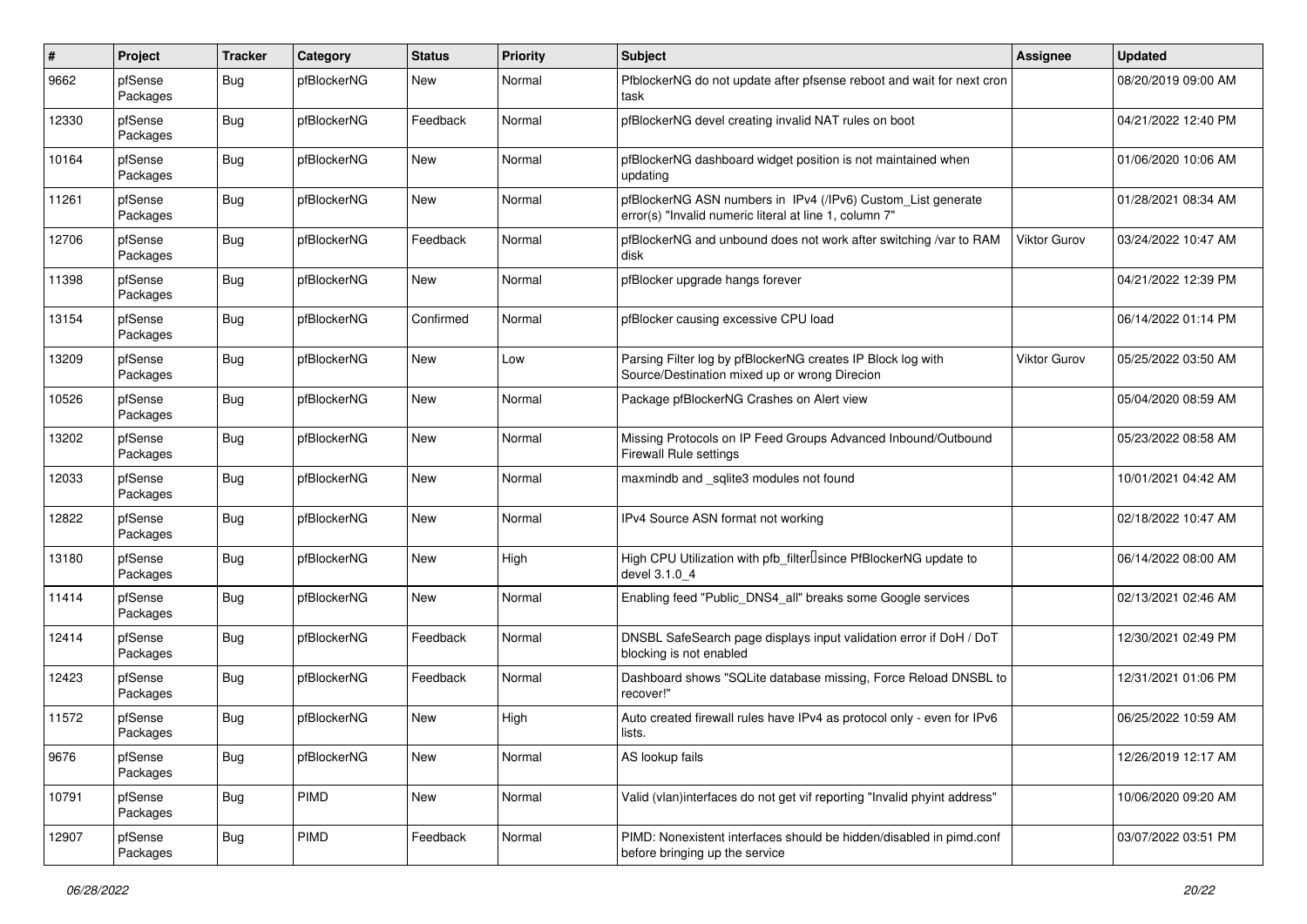| # | Project | Tracker | Category | Status | Priority | Subject | Assignee | Updated |
|---|---|---|---|---|---|---|---|---|
| 9662 | pfSense Packages | Bug | pfBlockerNG | New | Normal | PfblockerNG do not update after pfsense reboot and wait for next cron task | | 08/20/2019 09:00 AM |
| 12330 | pfSense Packages | Bug | pfBlockerNG | Feedback | Normal | pfBlockerNG devel creating invalid NAT rules on boot | | 04/21/2022 12:40 PM |
| 10164 | pfSense Packages | Bug | pfBlockerNG | New | Normal | pfBlockerNG dashboard widget position is not maintained when updating | | 01/06/2020 10:06 AM |
| 11261 | pfSense Packages | Bug | pfBlockerNG | New | Normal | pfBlockerNG ASN numbers in IPv4 (/IPv6) Custom_List generate error(s) "Invalid numeric literal at line 1, column 7" | | 01/28/2021 08:34 AM |
| 12706 | pfSense Packages | Bug | pfBlockerNG | Feedback | Normal | pfBlockerNG and unbound does not work after switching /var to RAM disk | Viktor Gurov | 03/24/2022 10:47 AM |
| 11398 | pfSense Packages | Bug | pfBlockerNG | New | Normal | pfBlocker upgrade hangs forever | | 04/21/2022 12:39 PM |
| 13154 | pfSense Packages | Bug | pfBlockerNG | Confirmed | Normal | pfBlocker causing excessive CPU load | | 06/14/2022 01:14 PM |
| 13209 | pfSense Packages | Bug | pfBlockerNG | New | Low | Parsing Filter log by pfBlockerNG creates IP Block log with Source/Destination mixed up or wrong Direcion | Viktor Gurov | 05/25/2022 03:50 AM |
| 10526 | pfSense Packages | Bug | pfBlockerNG | New | Normal | Package pfBlockerNG Crashes on Alert view | | 05/04/2020 08:59 AM |
| 13202 | pfSense Packages | Bug | pfBlockerNG | New | Normal | Missing Protocols on IP Feed Groups Advanced Inbound/Outbound Firewall Rule settings | | 05/23/2022 08:58 AM |
| 12033 | pfSense Packages | Bug | pfBlockerNG | New | Normal | maxmindb and _sqlite3 modules not found | | 10/01/2021 04:42 AM |
| 12822 | pfSense Packages | Bug | pfBlockerNG | New | Normal | IPv4 Source ASN format not working | | 02/18/2022 10:47 AM |
| 13180 | pfSense Packages | Bug | pfBlockerNG | New | High | High CPU Utilization with pfb_filter since PfBlockerNG update to devel 3.1.0_4 | | 06/14/2022 08:00 AM |
| 11414 | pfSense Packages | Bug | pfBlockerNG | New | Normal | Enabling feed "Public_DNS4_all" breaks some Google services | | 02/13/2021 02:46 AM |
| 12414 | pfSense Packages | Bug | pfBlockerNG | Feedback | Normal | DNSBL SafeSearch page displays input validation error if DoH / DoT blocking is not enabled | | 12/30/2021 02:49 PM |
| 12423 | pfSense Packages | Bug | pfBlockerNG | Feedback | Normal | Dashboard shows "SQLite database missing, Force Reload DNSBL to recover!" | | 12/31/2021 01:06 PM |
| 11572 | pfSense Packages | Bug | pfBlockerNG | New | High | Auto created firewall rules have IPv4 as protocol only - even for IPv6 lists. | | 06/25/2022 10:59 AM |
| 9676 | pfSense Packages | Bug | pfBlockerNG | New | Normal | AS lookup fails | | 12/26/2019 12:17 AM |
| 10791 | pfSense Packages | Bug | PIMD | New | Normal | Valid (vlan)interfaces do not get vif reporting "Invalid phyint address" | | 10/06/2020 09:20 AM |
| 12907 | pfSense Packages | Bug | PIMD | Feedback | Normal | PIMD: Nonexistent interfaces should be hidden/disabled in pimd.conf before bringing up the service | | 03/07/2022 03:51 PM |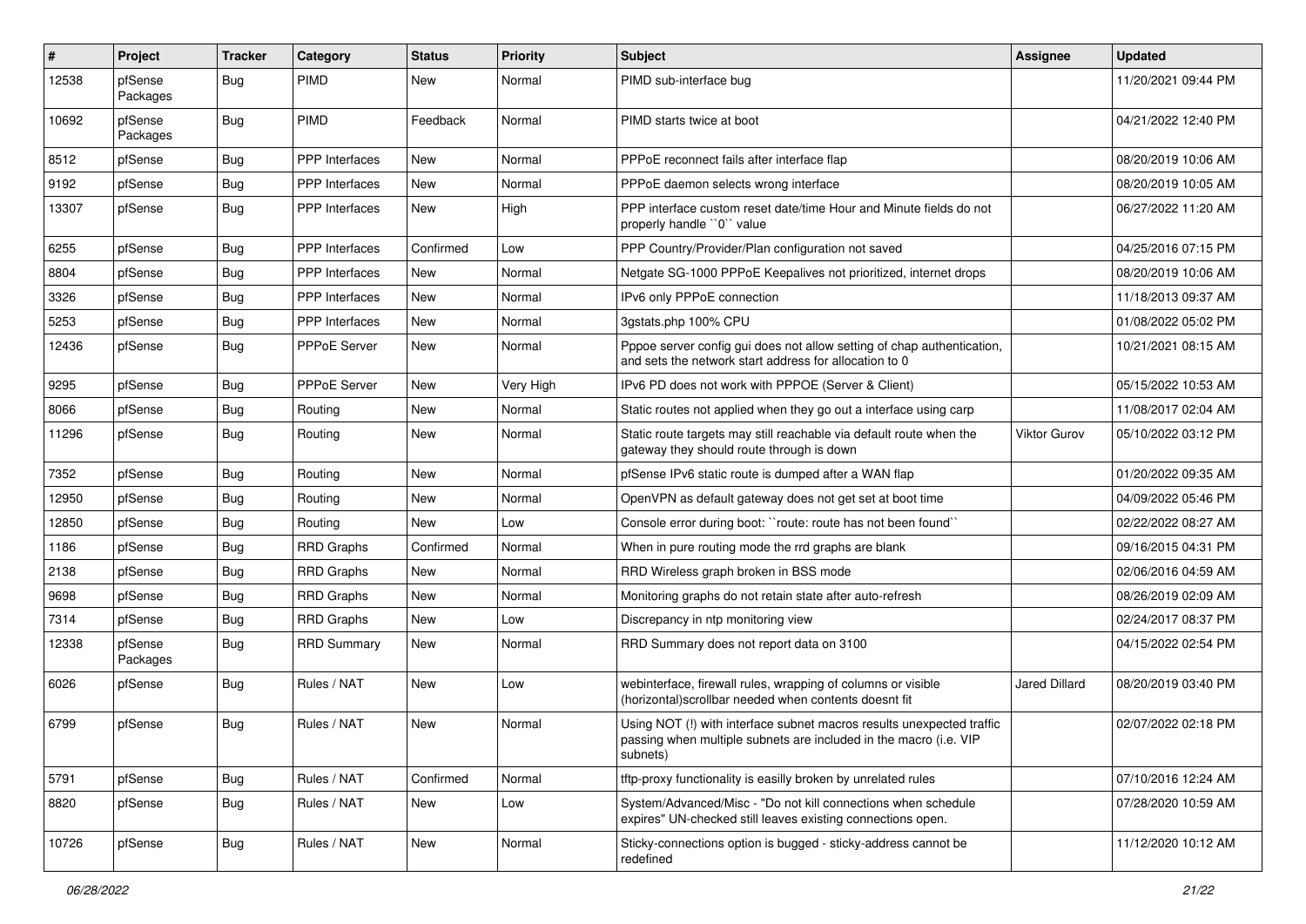| # | Project | Tracker | Category | Status | Priority | Subject | Assignee | Updated |
|---|---|---|---|---|---|---|---|---|
| 12538 | pfSense Packages | Bug | PIMD | New | Normal | PIMD sub-interface bug | | 11/20/2021 09:44 PM |
| 10692 | pfSense Packages | Bug | PIMD | Feedback | Normal | PIMD starts twice at boot | | 04/21/2022 12:40 PM |
| 8512 | pfSense | Bug | PPP Interfaces | New | Normal | PPPoE reconnect fails after interface flap | | 08/20/2019 10:06 AM |
| 9192 | pfSense | Bug | PPP Interfaces | New | Normal | PPPoE daemon selects wrong interface | | 08/20/2019 10:05 AM |
| 13307 | pfSense | Bug | PPP Interfaces | New | High | PPP interface custom reset date/time Hour and Minute fields do not properly handle ``0`` value | | 06/27/2022 11:20 AM |
| 6255 | pfSense | Bug | PPP Interfaces | Confirmed | Low | PPP Country/Provider/Plan configuration not saved | | 04/25/2016 07:15 PM |
| 8804 | pfSense | Bug | PPP Interfaces | New | Normal | Netgate SG-1000 PPPoE Keepalives not prioritized, internet drops | | 08/20/2019 10:06 AM |
| 3326 | pfSense | Bug | PPP Interfaces | New | Normal | IPv6 only PPPoE connection | | 11/18/2013 09:37 AM |
| 5253 | pfSense | Bug | PPP Interfaces | New | Normal | 3gstats.php 100% CPU | | 01/08/2022 05:02 PM |
| 12436 | pfSense | Bug | PPPoE Server | New | Normal | Pppoe server config gui does not allow setting of chap authentication, and sets the network start address for allocation to 0 | | 10/21/2021 08:15 AM |
| 9295 | pfSense | Bug | PPPoE Server | New | Very High | IPv6 PD does not work with PPPOE (Server & Client) | | 05/15/2022 10:53 AM |
| 8066 | pfSense | Bug | Routing | New | Normal | Static routes not applied when they go out a interface using carp | | 11/08/2017 02:04 AM |
| 11296 | pfSense | Bug | Routing | New | Normal | Static route targets may still reachable via default route when the gateway they should route through is down | Viktor Gurov | 05/10/2022 03:12 PM |
| 7352 | pfSense | Bug | Routing | New | Normal | pfSense IPv6 static route is dumped after a WAN flap | | 01/20/2022 09:35 AM |
| 12950 | pfSense | Bug | Routing | New | Normal | OpenVPN as default gateway does not get set at boot time | | 04/09/2022 05:46 PM |
| 12850 | pfSense | Bug | Routing | New | Low | Console error during boot: ``route: route has not been found`` | | 02/22/2022 08:27 AM |
| 1186 | pfSense | Bug | RRD Graphs | Confirmed | Normal | When in pure routing mode the rrd graphs are blank | | 09/16/2015 04:31 PM |
| 2138 | pfSense | Bug | RRD Graphs | New | Normal | RRD Wireless graph broken in BSS mode | | 02/06/2016 04:59 AM |
| 9698 | pfSense | Bug | RRD Graphs | New | Normal | Monitoring graphs do not retain state after auto-refresh | | 08/26/2019 02:09 AM |
| 7314 | pfSense | Bug | RRD Graphs | New | Low | Discrepancy in ntp monitoring view | | 02/24/2017 08:37 PM |
| 12338 | pfSense Packages | Bug | RRD Summary | New | Normal | RRD Summary does not report data on 3100 | | 04/15/2022 02:54 PM |
| 6026 | pfSense | Bug | Rules / NAT | New | Low | webinterface, firewall rules, wrapping of columns or visible (horizontal)scrollbar needed when contents doesnt fit | Jared Dillard | 08/20/2019 03:40 PM |
| 6799 | pfSense | Bug | Rules / NAT | New | Normal | Using NOT (!) with interface subnet macros results unexpected traffic passing when multiple subnets are included in the macro (i.e. VIP subnets) | | 02/07/2022 02:18 PM |
| 5791 | pfSense | Bug | Rules / NAT | Confirmed | Normal | tftp-proxy functionality is easilly broken by unrelated rules | | 07/10/2016 12:24 AM |
| 8820 | pfSense | Bug | Rules / NAT | New | Low | System/Advanced/Misc - "Do not kill connections when schedule expires" UN-checked still leaves existing connections open. | | 07/28/2020 10:59 AM |
| 10726 | pfSense | Bug | Rules / NAT | New | Normal | Sticky-connections option is bugged - sticky-address cannot be redefined | | 11/12/2020 10:12 AM |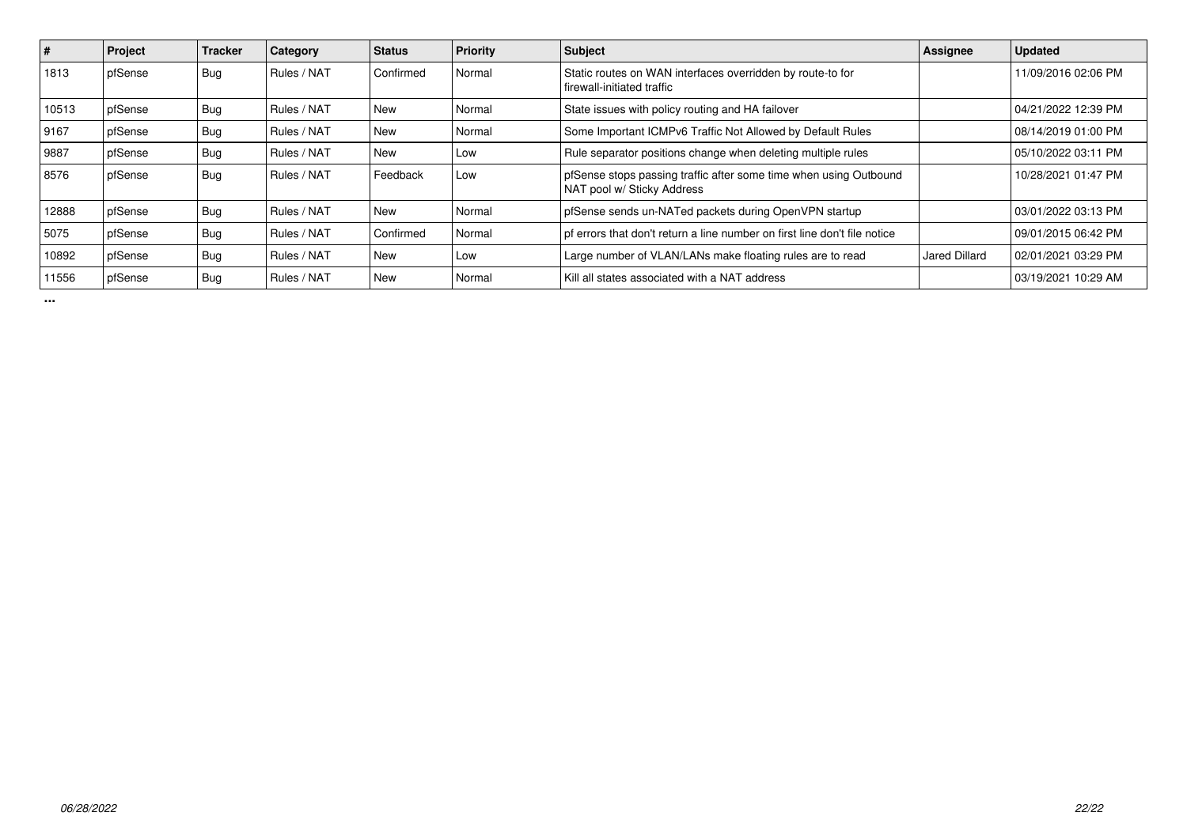| # | Project | Tracker | Category | Status | Priority | Subject | Assignee | Updated |
|---|---|---|---|---|---|---|---|---|
| 1813 | pfSense | Bug | Rules / NAT | Confirmed | Normal | Static routes on WAN interfaces overridden by route-to for firewall-initiated traffic | | 11/09/2016 02:06 PM |
| 10513 | pfSense | Bug | Rules / NAT | New | Normal | State issues with policy routing and HA failover | | 04/21/2022 12:39 PM |
| 9167 | pfSense | Bug | Rules / NAT | New | Normal | Some Important ICMPv6 Traffic Not Allowed by Default Rules | | 08/14/2019 01:00 PM |
| 9887 | pfSense | Bug | Rules / NAT | New | Low | Rule separator positions change when deleting multiple rules | | 05/10/2022 03:11 PM |
| 8576 | pfSense | Bug | Rules / NAT | Feedback | Low | pfSense stops passing traffic after some time when using Outbound NAT pool w/ Sticky Address | | 10/28/2021 01:47 PM |
| 12888 | pfSense | Bug | Rules / NAT | New | Normal | pfSense sends un-NATed packets during OpenVPN startup | | 03/01/2022 03:13 PM |
| 5075 | pfSense | Bug | Rules / NAT | Confirmed | Normal | pf errors that don't return a line number on first line don't file notice | | 09/01/2015 06:42 PM |
| 10892 | pfSense | Bug | Rules / NAT | New | Low | Large number of VLAN/LANs make floating rules are to read | Jared Dillard | 02/01/2021 03:29 PM |
| 11556 | pfSense | Bug | Rules / NAT | New | Normal | Kill all states associated with a NAT address | | 03/19/2021 10:29 AM |

...